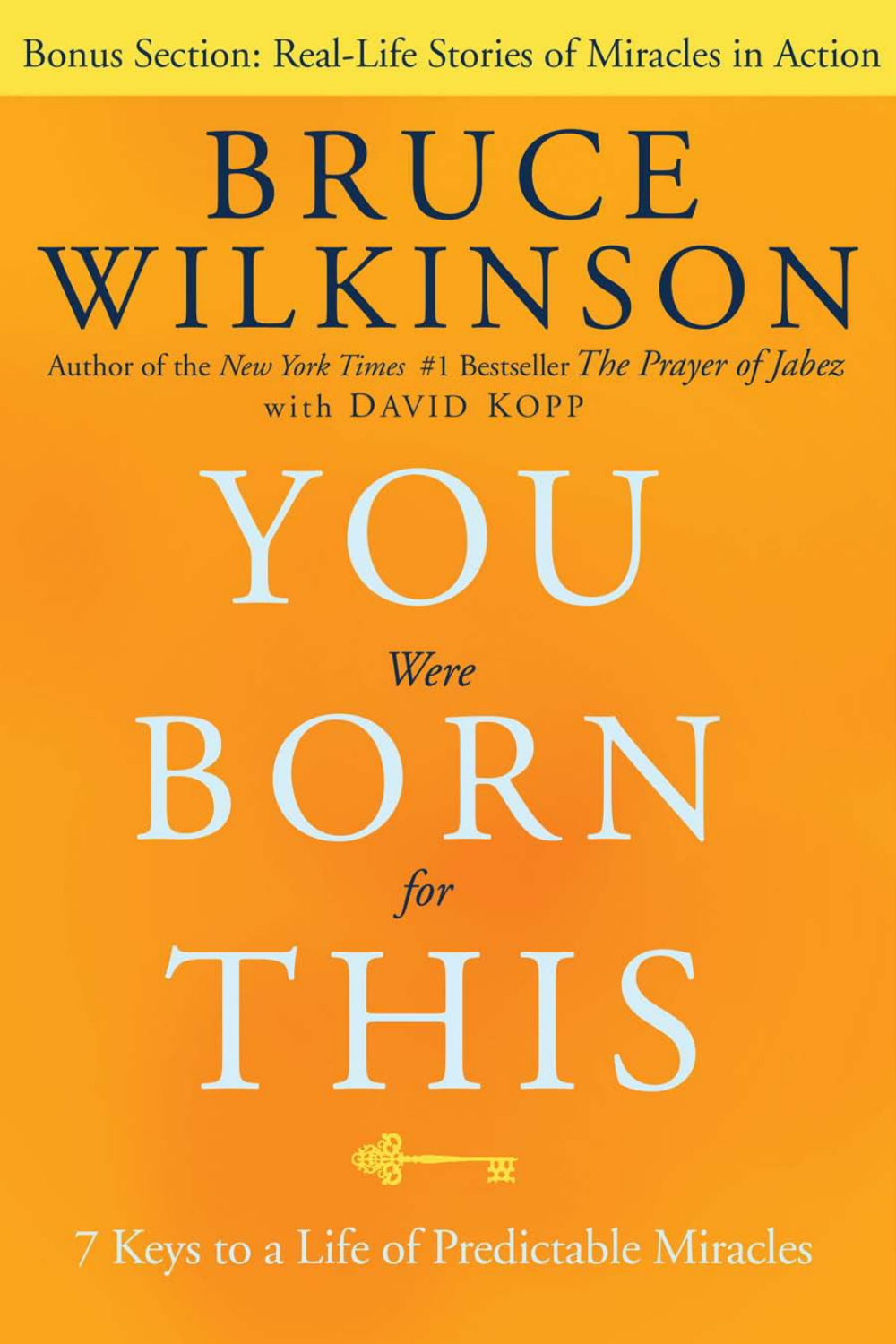Bonus Section: Real-Life Stories of Miracles in Action

# BRUCE WILKINSON

Author of the *New York Times* #1 Bestseller *The Prayer of Jabez*

with DAVID KOPP

# YOU *Were* BORN *for* THIS

7 Keys to a Life of Predictable Miracles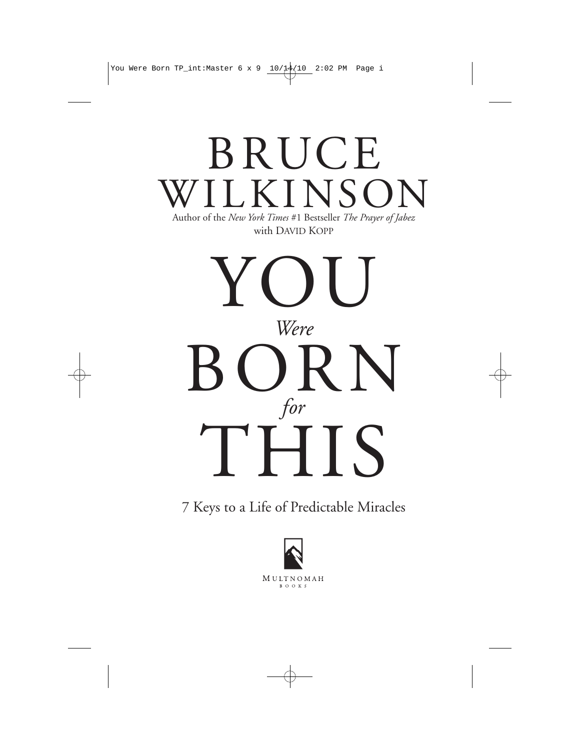# BRUCE WILKINSON

Author of the *New York Times* #1 Bestseller *The Prayer of Jabez*

with DAVID KOPP

# YOU *Were* BORN *for* THIS

7 Keys to a Life of Predictable Miracles

MULTNOMAH BOOKS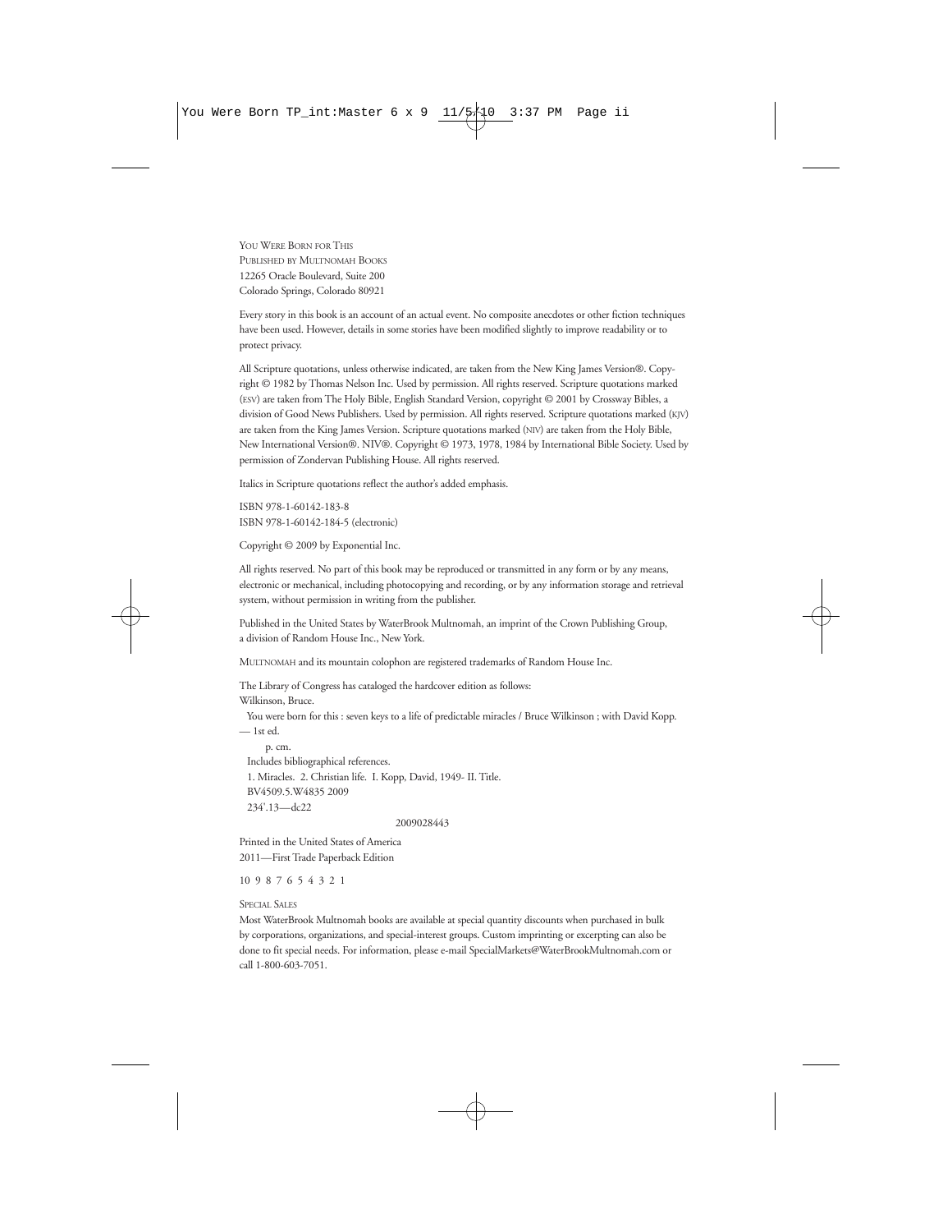YOU WERE BORN FOR THIS
PUBLISHED BY MULTNOMAH BOOKS
12265 Oracle Boulevard, Suite 200
Colorado Springs, Colorado 80921

Every story in this book is an account of an actual event. No composite anecdotes or other fiction techniques have been used. However, details in some stories have been modified slightly to improve readability or to protect privacy.

All Scripture quotations, unless otherwise indicated, are taken from the New King James Version®. Copyright © 1982 by Thomas Nelson Inc. Used by permission. All rights reserved. Scripture quotations marked (ESV) are taken from The Holy Bible, English Standard Version, copyright © 2001 by Crossway Bibles, a division of Good News Publishers. Used by permission. All rights reserved. Scripture quotations marked (KJV) are taken from the King James Version. Scripture quotations marked (NIV) are taken from the Holy Bible, New International Version®. NIV®. Copyright © 1973, 1978, 1984 by International Bible Society. Used by permission of Zondervan Publishing House. All rights reserved.

Italics in Scripture quotations reflect the author's added emphasis.

ISBN 978-1-60142-183-8
ISBN 978-1-60142-184-5 (electronic)

Copyright © 2009 by Exponential Inc.

All rights reserved. No part of this book may be reproduced or transmitted in any form or by any means, electronic or mechanical, including photocopying and recording, or by any information storage and retrieval system, without permission in writing from the publisher.

Published in the United States by WaterBrook Multnomah, an imprint of the Crown Publishing Group, a division of Random House Inc., New York.

MULTNOMAH and its mountain colophon are registered trademarks of Random House Inc.

The Library of Congress has cataloged the hardcover edition as follows:
Wilkinson, Bruce.
You were born for this : seven keys to a life of predictable miracles / Bruce Wilkinson ; with David Kopp. — 1st ed.
p. cm.
Includes bibliographical references.
1. Miracles. 2. Christian life. I. Kopp, David, 1949- II. Title.
BV4509.5.W4835 2009
234'.13—dc22
2009028443

Printed in the United States of America
2011—First Trade Paperback Edition

10 9 8 7 6 5 4 3 2 1

SPECIAL SALES
Most WaterBrook Multnomah books are available at special quantity discounts when purchased in bulk by corporations, organizations, and special-interest groups. Custom imprinting or excerpting can also be done to fit special needs. For information, please e-mail SpecialMarkets@WaterBrookMultnomah.com or call 1-800-603-7051.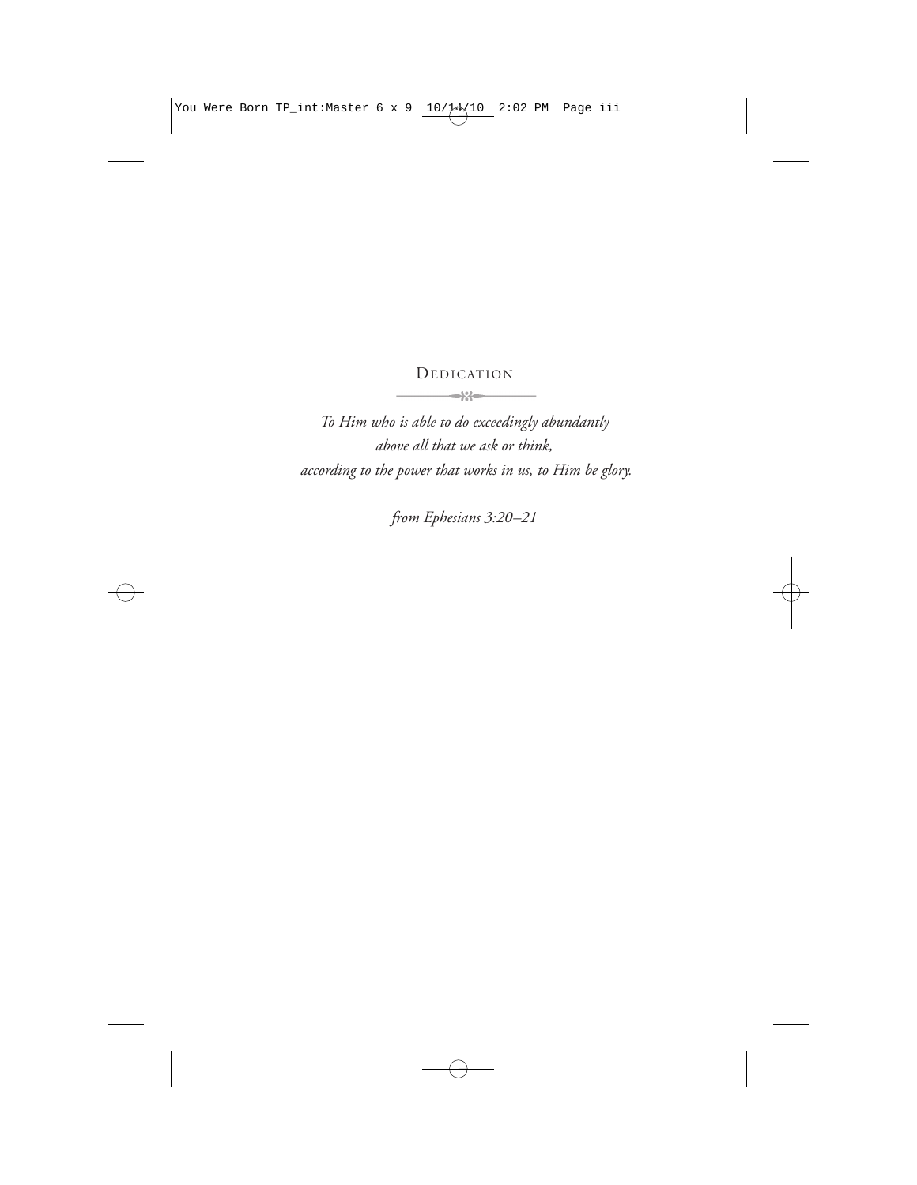# Dedication

*To Him who is able to do exceedingly abundantly*
*above all that we ask or think,*
*according to the power that works in us, to Him be glory.*

*from Ephesians 3:20–21*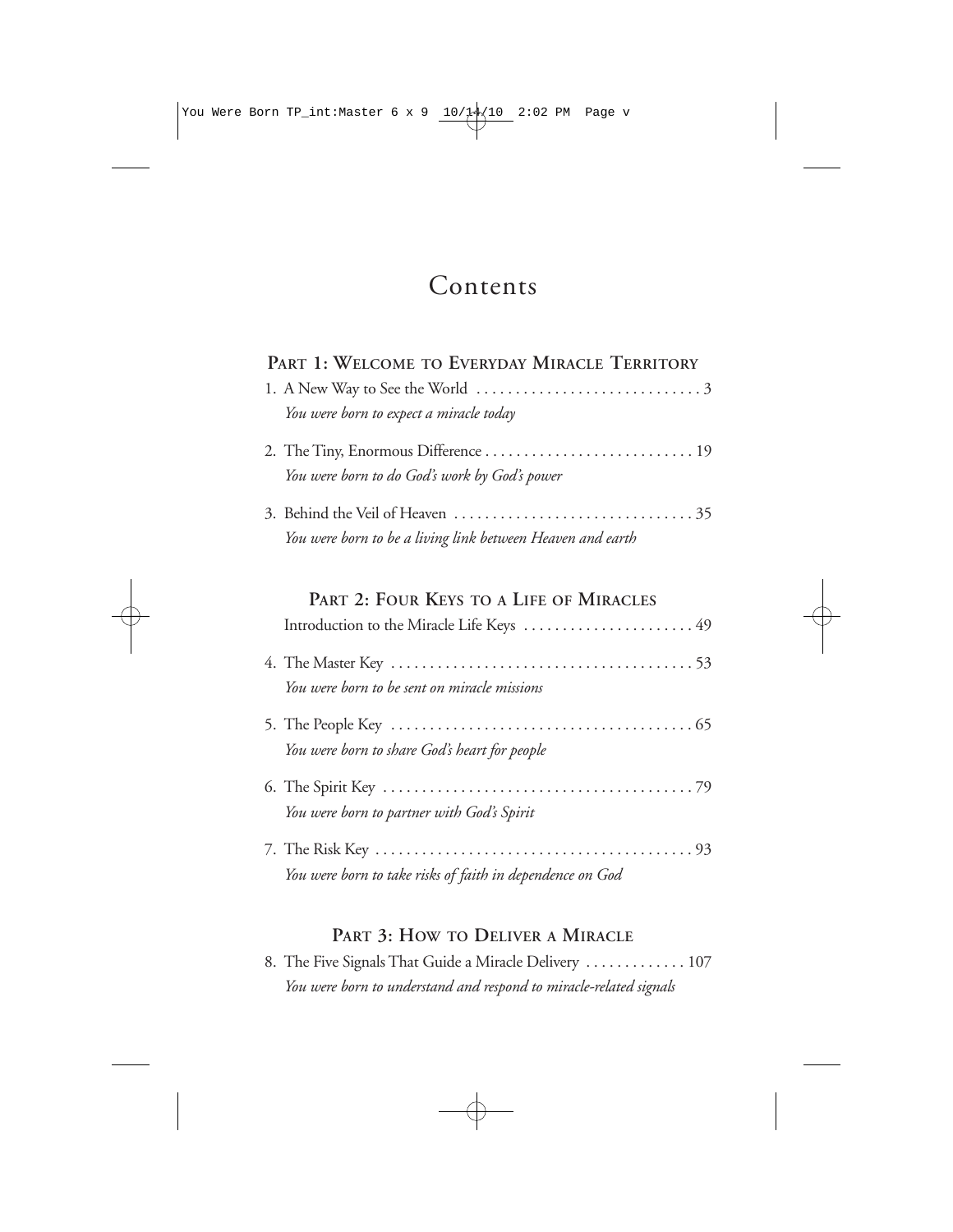# Contents

## Part 1: Welcome to Everyday Miracle Territory

1. A New Way to See the World . . . . . . . . . . . . . . . . . . . . . . . . . . . . . 3
   *You were born to expect a miracle today*

2. The Tiny, Enormous Difference . . . . . . . . . . . . . . . . . . . . . . . . . . . 19
   *You were born to do God's work by God's power*

3. Behind the Veil of Heaven . . . . . . . . . . . . . . . . . . . . . . . . . . . . . . . 35
   *You were born to be a living link between Heaven and earth*

## Part 2: Four Keys to a Life of Miracles

Introduction to the Miracle Life Keys . . . . . . . . . . . . . . . . . . . . . . 49

4. The Master Key . . . . . . . . . . . . . . . . . . . . . . . . . . . . . . . . . . . . . . . 53
   *You were born to be sent on miracle missions*

5. The People Key . . . . . . . . . . . . . . . . . . . . . . . . . . . . . . . . . . . . . . 65
   *You were born to share God's heart for people*

6. The Spirit Key . . . . . . . . . . . . . . . . . . . . . . . . . . . . . . . . . . . . . . . 79
   *You were born to partner with God's Spirit*

7. The Risk Key . . . . . . . . . . . . . . . . . . . . . . . . . . . . . . . . . . . . . . . . . 93
   *You were born to take risks of faith in dependence on God*

## Part 3: How to Deliver a Miracle

8. The Five Signals That Guide a Miracle Delivery . . . . . . . . . . . . . 107
   *You were born to understand and respond to miracle-related signals*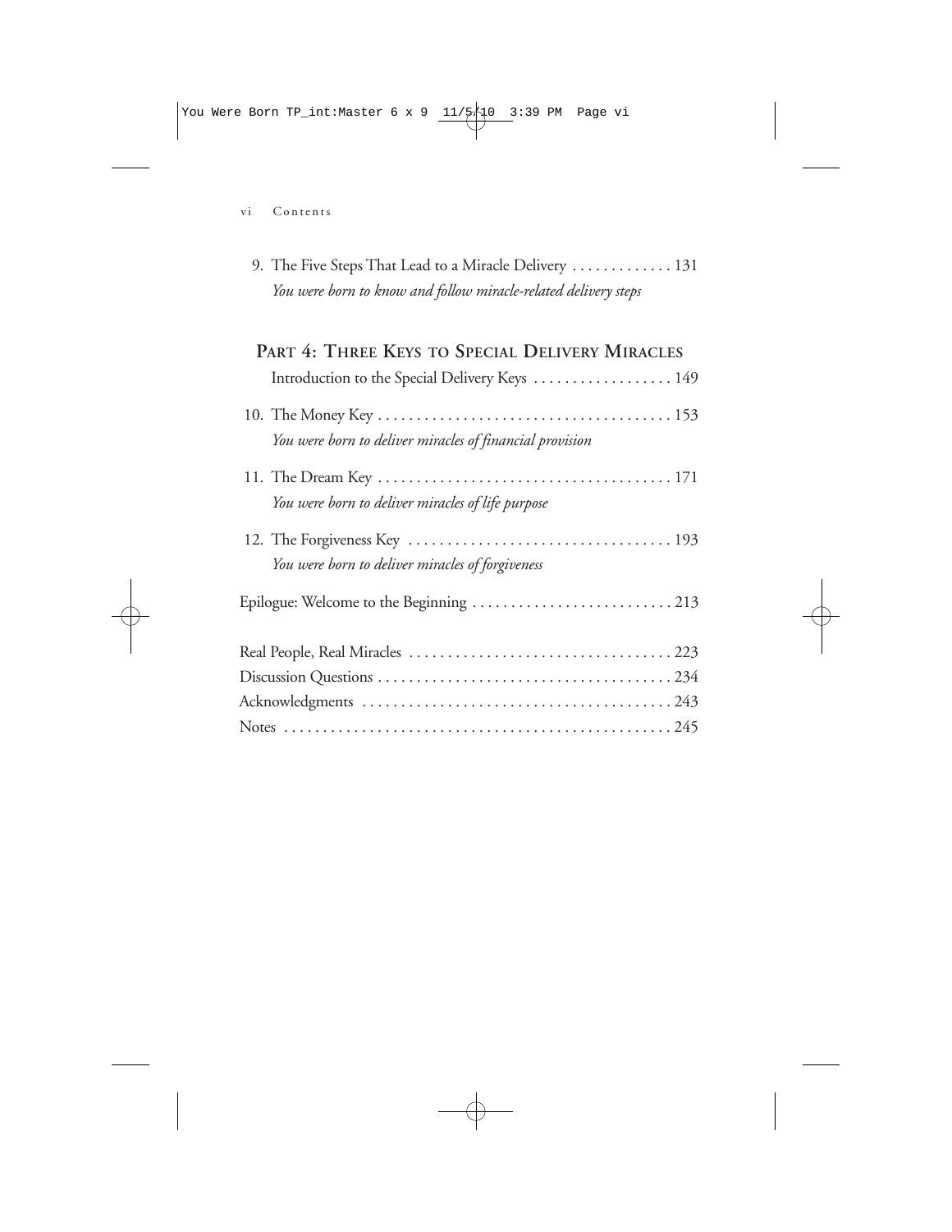9. The Five Steps That Lead to a Miracle Delivery . . . . . . . . . . . . . 131
*You were born to know and follow miracle-related delivery steps*

## Part 4: Three Keys to Special Delivery Miracles

Introduction to the Special Delivery Keys . . . . . . . . . . . . . . . . . . 149

10. The Money Key . . . . . . . . . . . . . . . . . . . . . . . . . . . . . . . . . . . . . . 153
*You were born to deliver miracles of financial provision*

11. The Dream Key . . . . . . . . . . . . . . . . . . . . . . . . . . . . . . . . . . . . . . 171
*You were born to deliver miracles of life purpose*

12. The Forgiveness Key . . . . . . . . . . . . . . . . . . . . . . . . . . . . . . . . . . 193
*You were born to deliver miracles of forgiveness*

Epilogue: Welcome to the Beginning . . . . . . . . . . . . . . . . . . . . . . . . . . 213

Real People, Real Miracles . . . . . . . . . . . . . . . . . . . . . . . . . . . . . . . . . . 223
Discussion Questions . . . . . . . . . . . . . . . . . . . . . . . . . . . . . . . . . . . . . . 234
Acknowledgments . . . . . . . . . . . . . . . . . . . . . . . . . . . . . . . . . . . . . . . . 243
Notes . . . . . . . . . . . . . . . . . . . . . . . . . . . . . . . . . . . . . . . . . . . . . . . . . . 245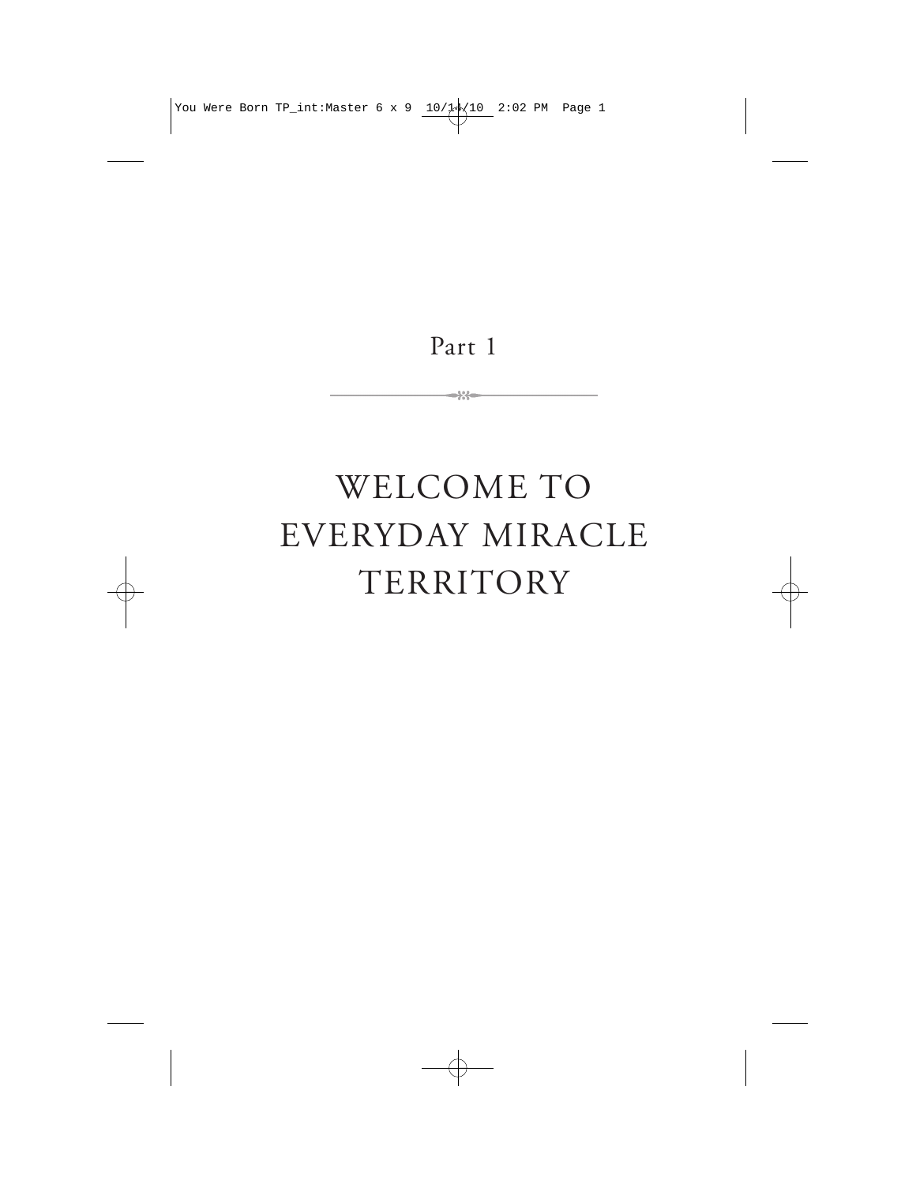# Part 1

# WELCOME TO EVERYDAY MIRACLE TERRITORY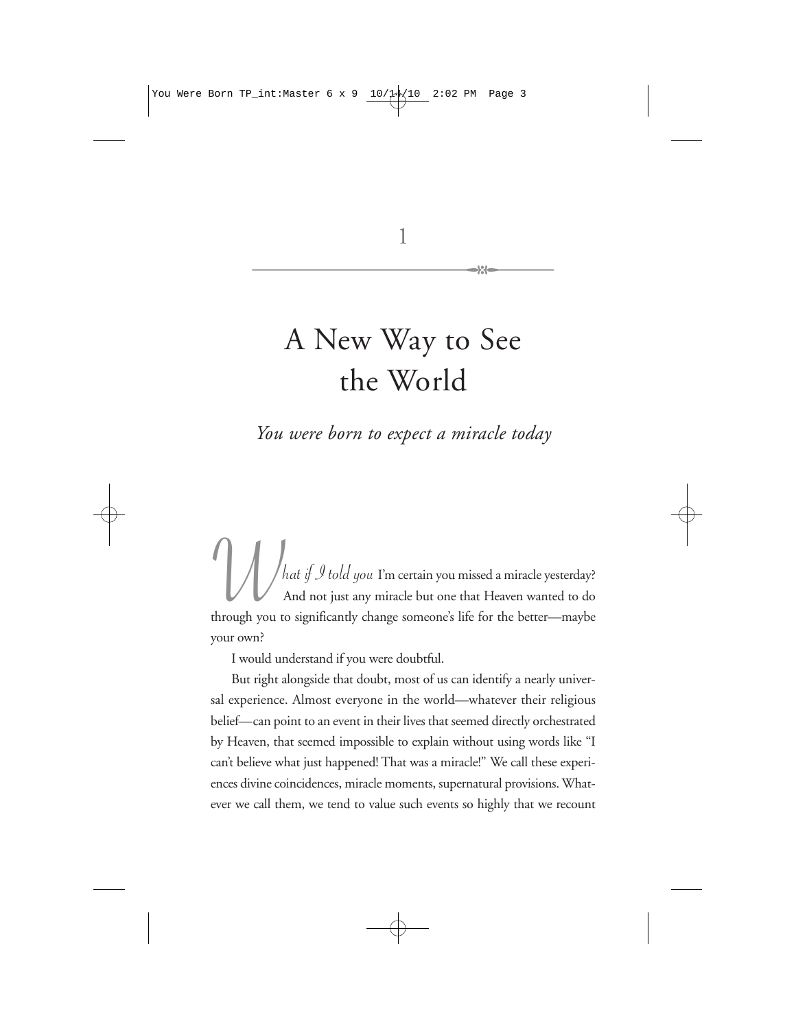# 1

# A New Way to See the World

*You were born to expect a miracle today*

*What if I told you* I'm certain you missed a miracle yesterday? And not just any miracle but one that Heaven wanted to do through you to significantly change someone's life for the better—maybe your own?

I would understand if you were doubtful.

But right alongside that doubt, most of us can identify a nearly universal experience. Almost everyone in the world—whatever their religious belief—can point to an event in their lives that seemed directly orchestrated by Heaven, that seemed impossible to explain without using words like "I can't believe what just happened! That was a miracle!" We call these experiences divine coincidences, miracle moments, supernatural provisions. Whatever we call them, we tend to value such events so highly that we recount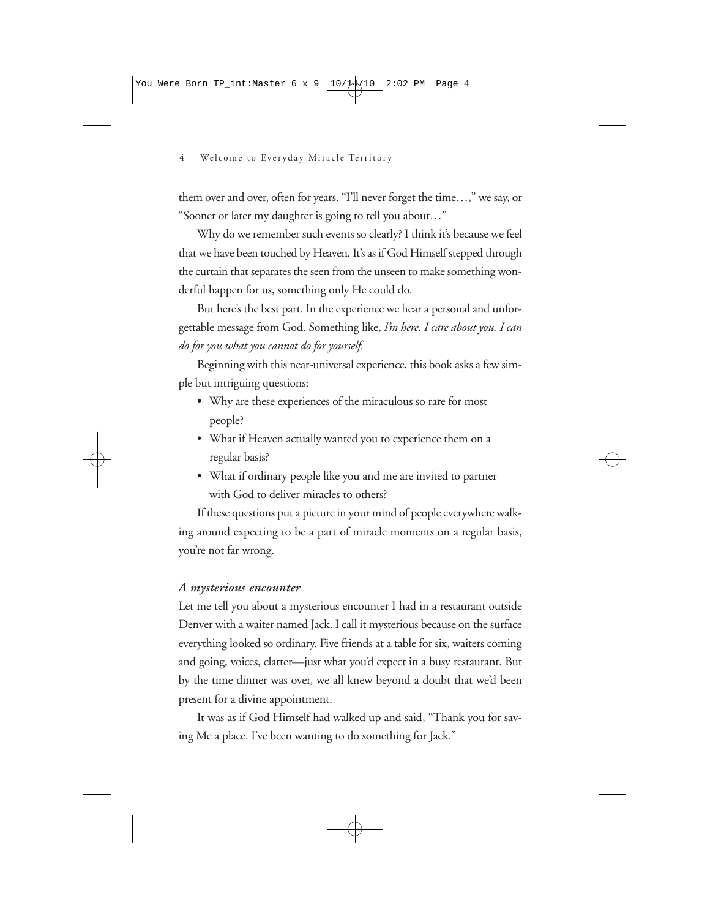them over and over, often for years. "I'll never forget the time…," we say, or "Sooner or later my daughter is going to tell you about…"

Why do we remember such events so clearly? I think it's because we feel that we have been touched by Heaven. It's as if God Himself stepped through the curtain that separates the seen from the unseen to make something wonderful happen for us, something only He could do.

But here's the best part. In the experience we hear a personal and unforgettable message from God. Something like, *I'm here. I care about you. I can do for you what you cannot do for yourself.*

Beginning with this near-universal experience, this book asks a few simple but intriguing questions:

- Why are these experiences of the miraculous so rare for most people?
- What if Heaven actually wanted you to experience them on a regular basis?
- What if ordinary people like you and me are invited to partner with God to deliver miracles to others?

If these questions put a picture in your mind of people everywhere walking around expecting to be a part of miracle moments on a regular basis, you're not far wrong.

### *A mysterious encounter*

Let me tell you about a mysterious encounter I had in a restaurant outside Denver with a waiter named Jack. I call it mysterious because on the surface everything looked so ordinary. Five friends at a table for six, waiters coming and going, voices, clatter—just what you'd expect in a busy restaurant. But by the time dinner was over, we all knew beyond a doubt that we'd been present for a divine appointment.

It was as if God Himself had walked up and said, "Thank you for saving Me a place. I've been wanting to do something for Jack."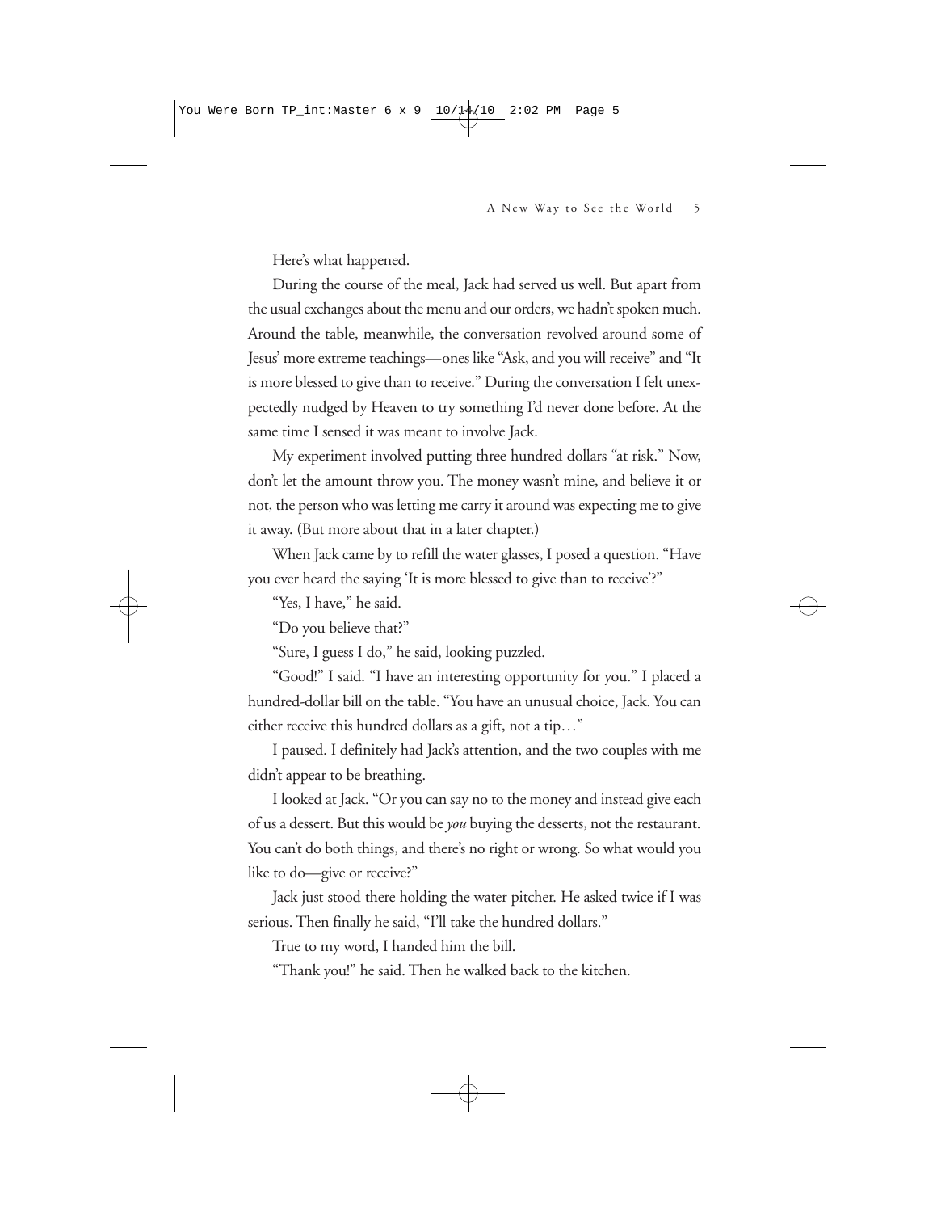Here's what happened.

During the course of the meal, Jack had served us well. But apart from the usual exchanges about the menu and our orders, we hadn't spoken much. Around the table, meanwhile, the conversation revolved around some of Jesus' more extreme teachings—ones like "Ask, and you will receive" and "It is more blessed to give than to receive." During the conversation I felt unexpectedly nudged by Heaven to try something I'd never done before. At the same time I sensed it was meant to involve Jack.

My experiment involved putting three hundred dollars "at risk." Now, don't let the amount throw you. The money wasn't mine, and believe it or not, the person who was letting me carry it around was expecting me to give it away. (But more about that in a later chapter.)

When Jack came by to refill the water glasses, I posed a question. "Have you ever heard the saying 'It is more blessed to give than to receive'?"

"Yes, I have," he said.

"Do you believe that?"

"Sure, I guess I do," he said, looking puzzled.

"Good!" I said. "I have an interesting opportunity for you." I placed a hundred-dollar bill on the table. "You have an unusual choice, Jack. You can either receive this hundred dollars as a gift, not a tip…"

I paused. I definitely had Jack's attention, and the two couples with me didn't appear to be breathing.

I looked at Jack. "Or you can say no to the money and instead give each of us a dessert. But this would be *you* buying the desserts, not the restaurant. You can't do both things, and there's no right or wrong. So what would you like to do—give or receive?"

Jack just stood there holding the water pitcher. He asked twice if I was serious. Then finally he said, "I'll take the hundred dollars."

True to my word, I handed him the bill.

"Thank you!" he said. Then he walked back to the kitchen.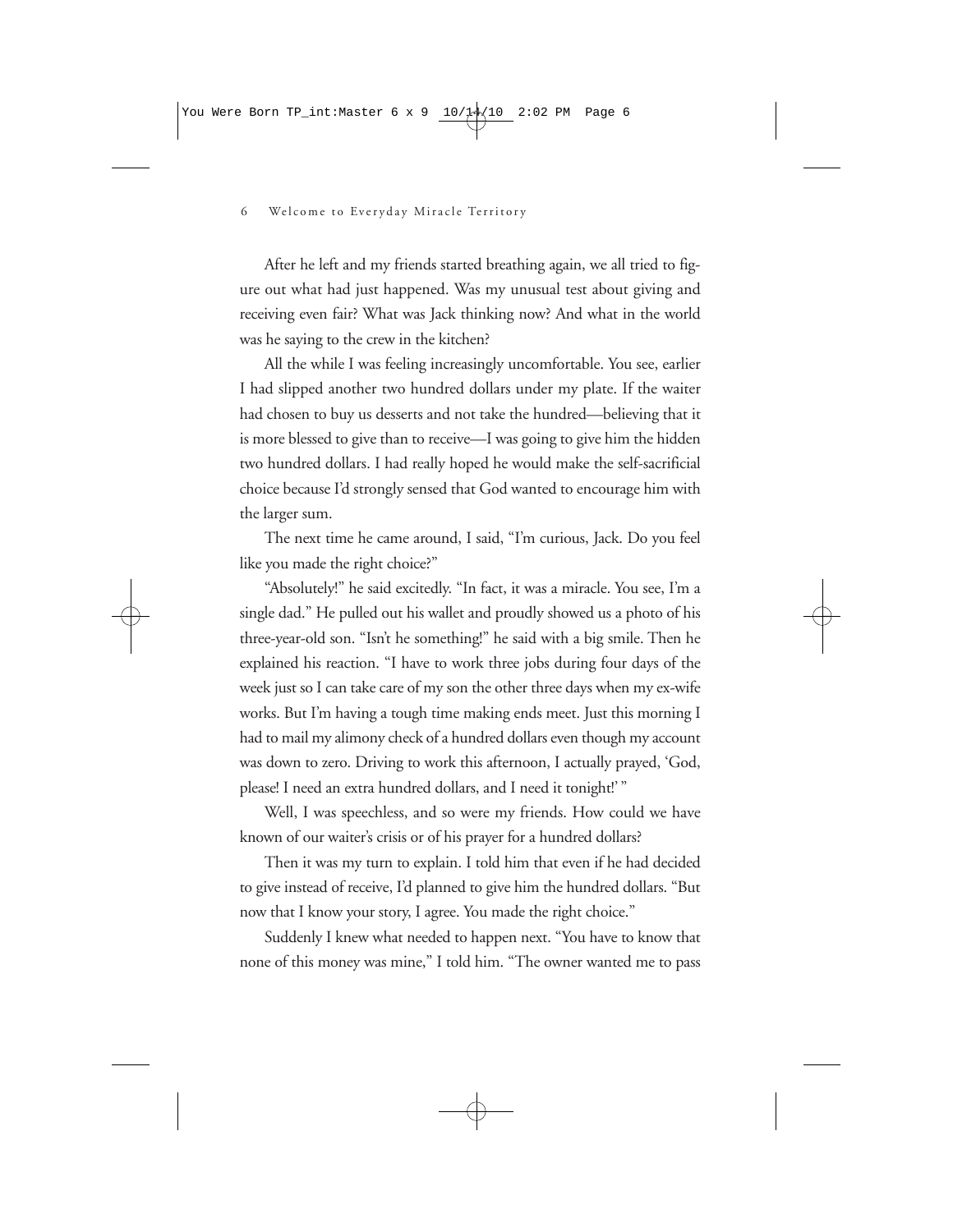After he left and my friends started breathing again, we all tried to figure out what had just happened. Was my unusual test about giving and receiving even fair? What was Jack thinking now? And what in the world was he saying to the crew in the kitchen?

All the while I was feeling increasingly uncomfortable. You see, earlier I had slipped another two hundred dollars under my plate. If the waiter had chosen to buy us desserts and not take the hundred—believing that it is more blessed to give than to receive—I was going to give him the hidden two hundred dollars. I had really hoped he would make the self-sacrificial choice because I'd strongly sensed that God wanted to encourage him with the larger sum.

The next time he came around, I said, "I'm curious, Jack. Do you feel like you made the right choice?"

"Absolutely!" he said excitedly. "In fact, it was a miracle. You see, I'm a single dad." He pulled out his wallet and proudly showed us a photo of his three-year-old son. "Isn't he something!" he said with a big smile. Then he explained his reaction. "I have to work three jobs during four days of the week just so I can take care of my son the other three days when my ex-wife works. But I'm having a tough time making ends meet. Just this morning I had to mail my alimony check of a hundred dollars even though my account was down to zero. Driving to work this afternoon, I actually prayed, 'God, please! I need an extra hundred dollars, and I need it tonight!' "

Well, I was speechless, and so were my friends. How could we have known of our waiter's crisis or of his prayer for a hundred dollars?

Then it was my turn to explain. I told him that even if he had decided to give instead of receive, I'd planned to give him the hundred dollars. "But now that I know your story, I agree. You made the right choice."

Suddenly I knew what needed to happen next. "You have to know that none of this money was mine," I told him. "The owner wanted me to pass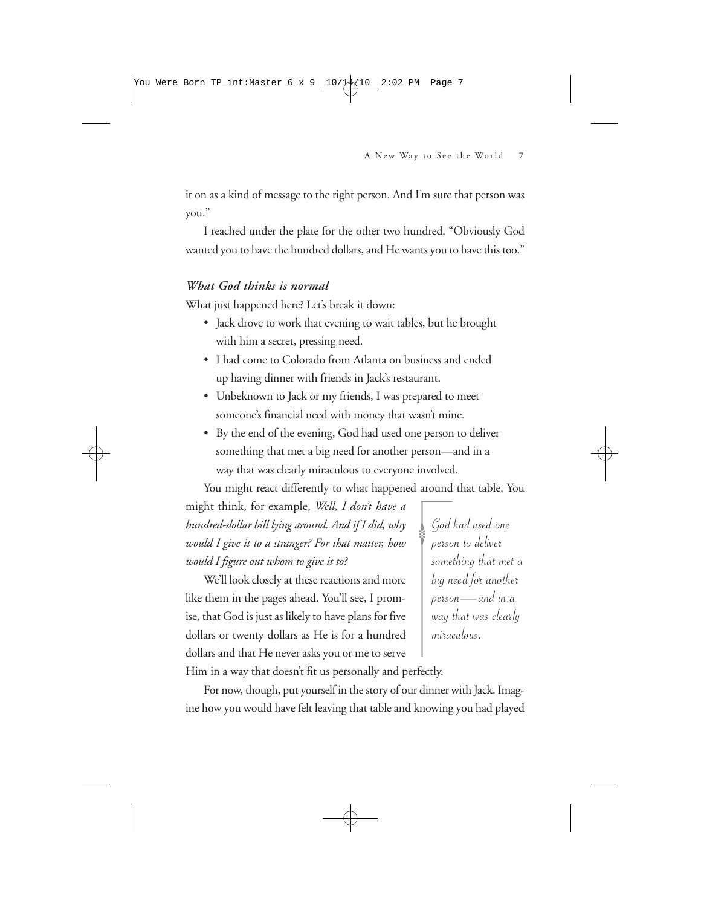it on as a kind of message to the right person. And I'm sure that person was you."

I reached under the plate for the other two hundred. "Obviously God wanted you to have the hundred dollars, and He wants you to have this too."

### *What God thinks is normal*

What just happened here? Let's break it down:

- Jack drove to work that evening to wait tables, but he brought with him a secret, pressing need.
- I had come to Colorado from Atlanta on business and ended up having dinner with friends in Jack's restaurant.
- Unbeknown to Jack or my friends, I was prepared to meet someone's financial need with money that wasn't mine.
- By the end of the evening, God had used one person to deliver something that met a big need for another person—and in a way that was clearly miraculous to everyone involved.

You might react differently to what happened around that table. You might think, for example, *Well, I don't have a hundred-dollar bill lying around. And if I did, why would I give it to a stranger? For that matter, how would I figure out whom to give it to?*

> *God had used one person to deliver something that met a big need for another person—and in a way that was clearly miraculous.*

We'll look closely at these reactions and more like them in the pages ahead. You'll see, I promise, that God is just as likely to have plans for five dollars or twenty dollars as He is for a hundred dollars and that He never asks you or me to serve Him in a way that doesn't fit us personally and perfectly.

For now, though, put yourself in the story of our dinner with Jack. Imagine how you would have felt leaving that table and knowing you had played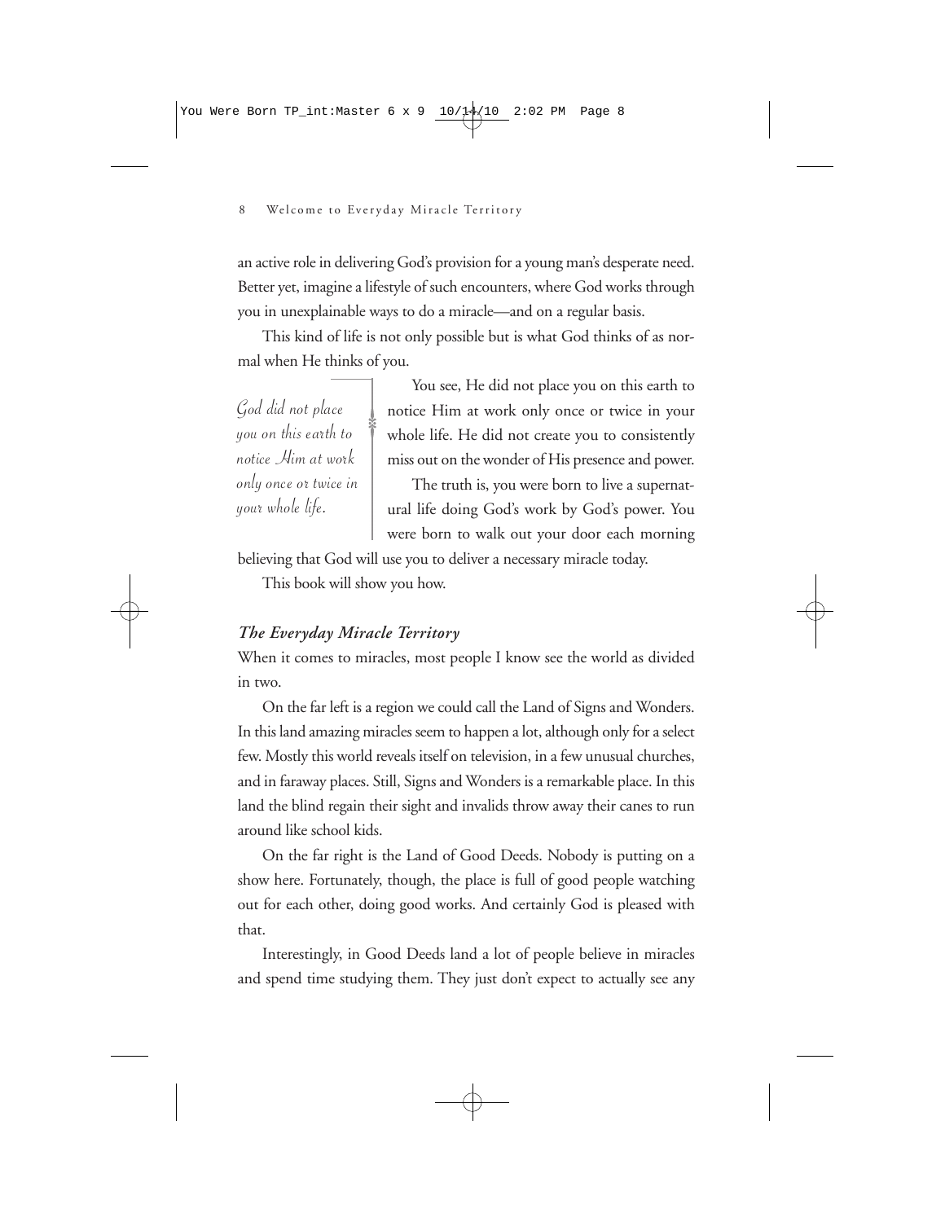an active role in delivering God's provision for a young man's desperate need. Better yet, imagine a lifestyle of such encounters, where God works through you in unexplainable ways to do a miracle—and on a regular basis.

This kind of life is not only possible but is what God thinks of as normal when He thinks of you.

*God did not place you on this earth to notice Him at work only once or twice in your whole life.*

You see, He did not place you on this earth to notice Him at work only once or twice in your whole life. He did not create you to consistently miss out on the wonder of His presence and power.

The truth is, you were born to live a supernatural life doing God's work by God's power. You were born to walk out your door each morning believing that God will use you to deliver a necessary miracle today.

This book will show you how.

### *The Everyday Miracle Territory*

When it comes to miracles, most people I know see the world as divided in two.

On the far left is a region we could call the Land of Signs and Wonders. In this land amazing miracles seem to happen a lot, although only for a select few. Mostly this world reveals itself on television, in a few unusual churches, and in faraway places. Still, Signs and Wonders is a remarkable place. In this land the blind regain their sight and invalids throw away their canes to run around like school kids.

On the far right is the Land of Good Deeds. Nobody is putting on a show here. Fortunately, though, the place is full of good people watching out for each other, doing good works. And certainly God is pleased with that.

Interestingly, in Good Deeds land a lot of people believe in miracles and spend time studying them. They just don't expect to actually see any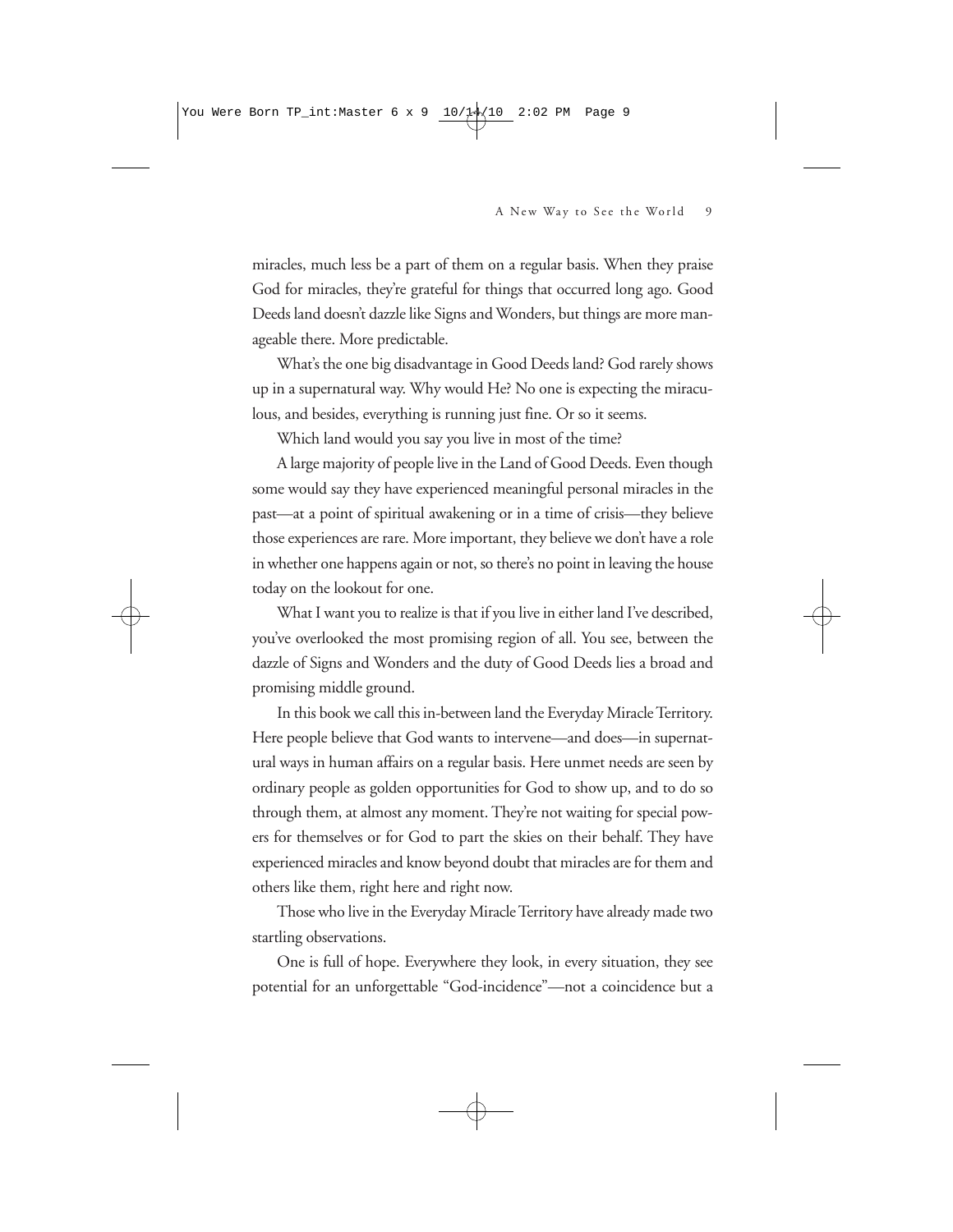miracles, much less be a part of them on a regular basis. When they praise God for miracles, they're grateful for things that occurred long ago. Good Deeds land doesn't dazzle like Signs and Wonders, but things are more manageable there. More predictable.

What's the one big disadvantage in Good Deeds land? God rarely shows up in a supernatural way. Why would He? No one is expecting the miraculous, and besides, everything is running just fine. Or so it seems.

Which land would you say you live in most of the time?

A large majority of people live in the Land of Good Deeds. Even though some would say they have experienced meaningful personal miracles in the past—at a point of spiritual awakening or in a time of crisis—they believe those experiences are rare. More important, they believe we don't have a role in whether one happens again or not, so there's no point in leaving the house today on the lookout for one.

What I want you to realize is that if you live in either land I've described, you've overlooked the most promising region of all. You see, between the dazzle of Signs and Wonders and the duty of Good Deeds lies a broad and promising middle ground.

In this book we call this in-between land the Everyday Miracle Territory. Here people believe that God wants to intervene—and does—in supernatural ways in human affairs on a regular basis. Here unmet needs are seen by ordinary people as golden opportunities for God to show up, and to do so through them, at almost any moment. They're not waiting for special powers for themselves or for God to part the skies on their behalf. They have experienced miracles and know beyond doubt that miracles are for them and others like them, right here and right now.

Those who live in the Everyday Miracle Territory have already made two startling observations.

One is full of hope. Everywhere they look, in every situation, they see potential for an unforgettable "God-incidence"—not a coincidence but a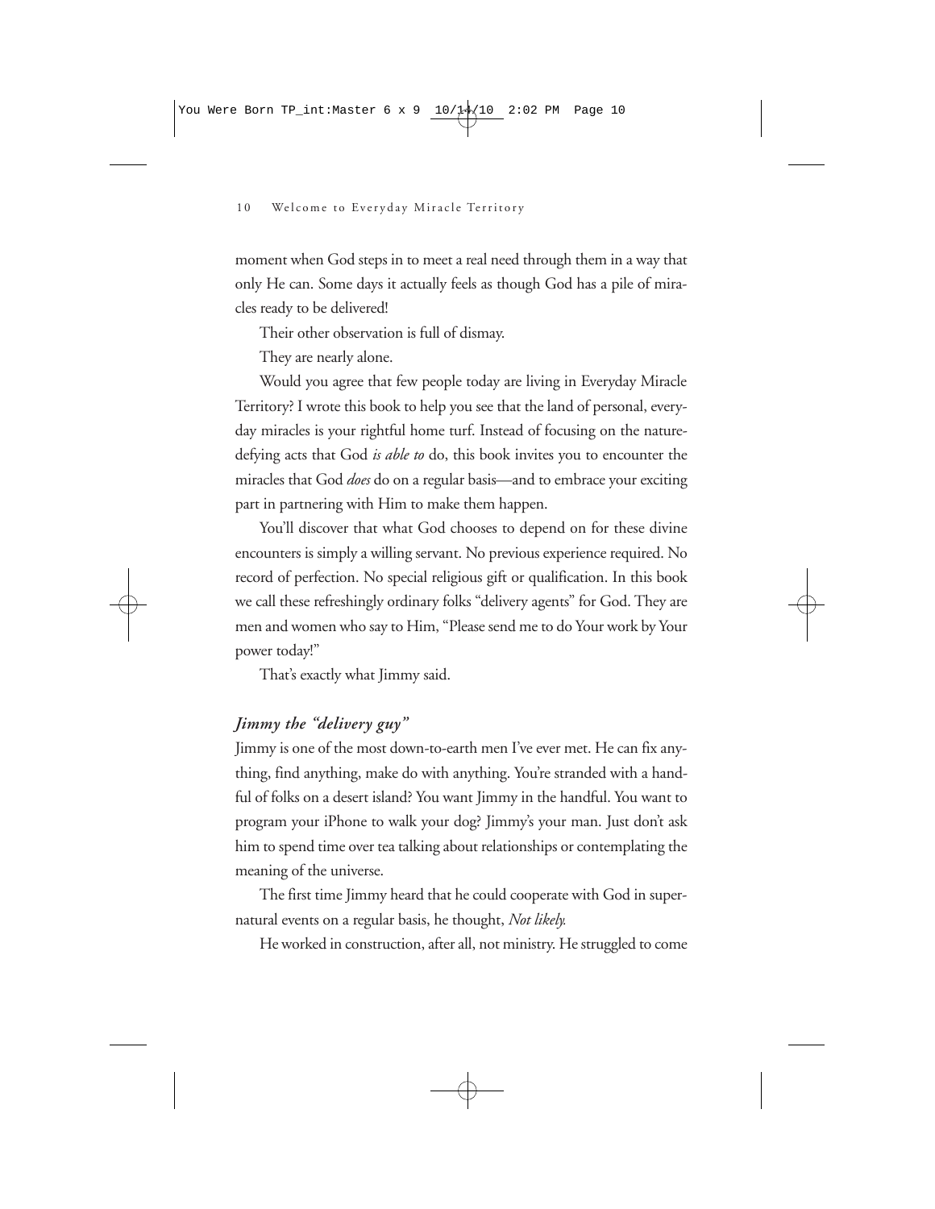moment when God steps in to meet a real need through them in a way that only He can. Some days it actually feels as though God has a pile of miracles ready to be delivered!

Their other observation is full of dismay.

They are nearly alone.

Would you agree that few people today are living in Everyday Miracle Territory? I wrote this book to help you see that the land of personal, everyday miracles is your rightful home turf. Instead of focusing on the nature-defying acts that God *is able to* do, this book invites you to encounter the miracles that God *does* do on a regular basis—and to embrace your exciting part in partnering with Him to make them happen.

You'll discover that what God chooses to depend on for these divine encounters is simply a willing servant. No previous experience required. No record of perfection. No special religious gift or qualification. In this book we call these refreshingly ordinary folks "delivery agents" for God. They are men and women who say to Him, "Please send me to do Your work by Your power today!"

That's exactly what Jimmy said.

### *Jimmy the "delivery guy"*

Jimmy is one of the most down-to-earth men I've ever met. He can fix anything, find anything, make do with anything. You're stranded with a handful of folks on a desert island? You want Jimmy in the handful. You want to program your iPhone to walk your dog? Jimmy's your man. Just don't ask him to spend time over tea talking about relationships or contemplating the meaning of the universe.

The first time Jimmy heard that he could cooperate with God in supernatural events on a regular basis, he thought, *Not likely.*

He worked in construction, after all, not ministry. He struggled to come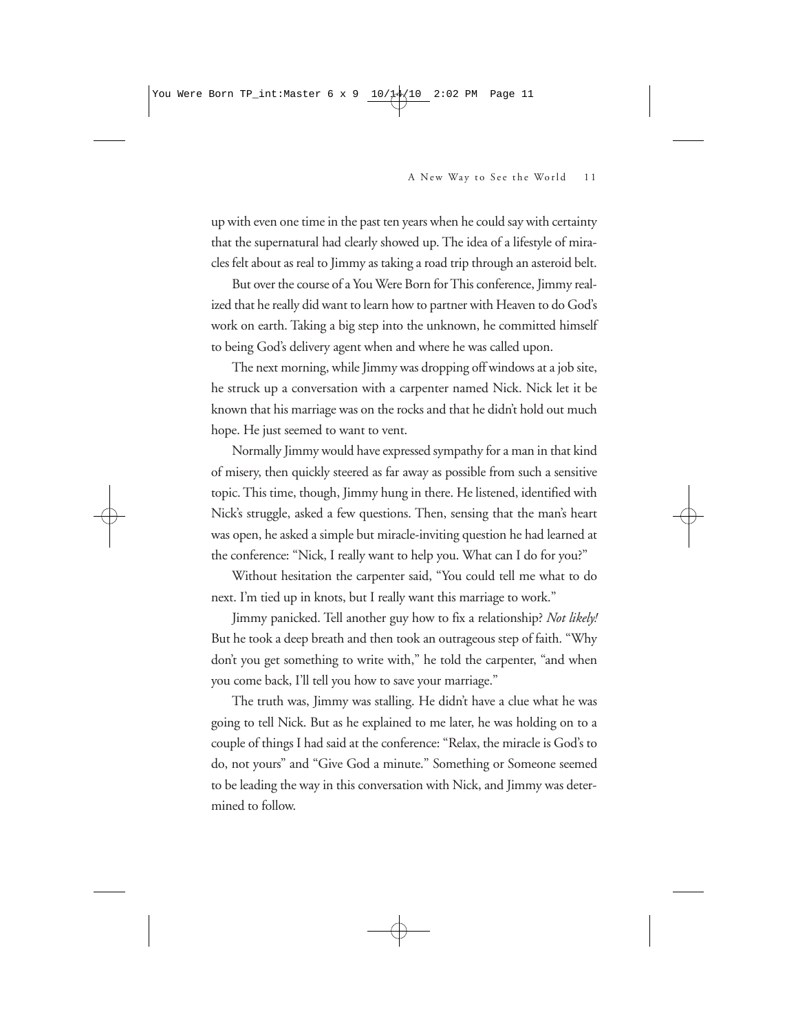up with even one time in the past ten years when he could say with certainty that the supernatural had clearly showed up. The idea of a lifestyle of miracles felt about as real to Jimmy as taking a road trip through an asteroid belt.

But over the course of a You Were Born for This conference, Jimmy realized that he really did want to learn how to partner with Heaven to do God's work on earth. Taking a big step into the unknown, he committed himself to being God's delivery agent when and where he was called upon.

The next morning, while Jimmy was dropping off windows at a job site, he struck up a conversation with a carpenter named Nick. Nick let it be known that his marriage was on the rocks and that he didn't hold out much hope. He just seemed to want to vent.

Normally Jimmy would have expressed sympathy for a man in that kind of misery, then quickly steered as far away as possible from such a sensitive topic. This time, though, Jimmy hung in there. He listened, identified with Nick's struggle, asked a few questions. Then, sensing that the man's heart was open, he asked a simple but miracle-inviting question he had learned at the conference: "Nick, I really want to help you. What can I do for you?"

Without hesitation the carpenter said, "You could tell me what to do next. I'm tied up in knots, but I really want this marriage to work."

Jimmy panicked. Tell another guy how to fix a relationship? *Not likely!* But he took a deep breath and then took an outrageous step of faith. "Why don't you get something to write with," he told the carpenter, "and when you come back, I'll tell you how to save your marriage."

The truth was, Jimmy was stalling. He didn't have a clue what he was going to tell Nick. But as he explained to me later, he was holding on to a couple of things I had said at the conference: "Relax, the miracle is God's to do, not yours" and "Give God a minute." Something or Someone seemed to be leading the way in this conversation with Nick, and Jimmy was determined to follow.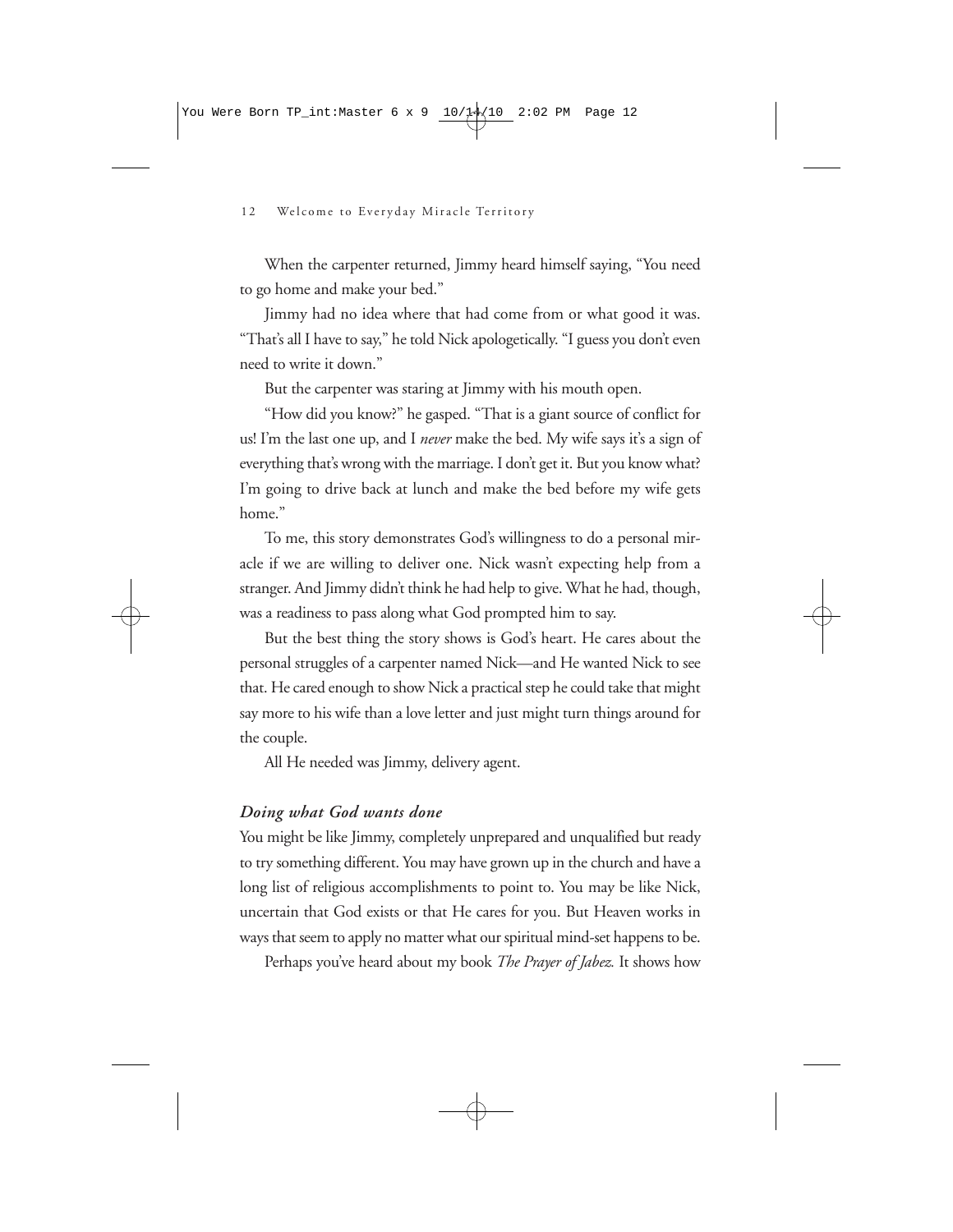When the carpenter returned, Jimmy heard himself saying, "You need to go home and make your bed."

Jimmy had no idea where that had come from or what good it was. "That's all I have to say," he told Nick apologetically. "I guess you don't even need to write it down."

But the carpenter was staring at Jimmy with his mouth open.

"How did you know?" he gasped. "That is a giant source of conflict for us! I'm the last one up, and I *never* make the bed. My wife says it's a sign of everything that's wrong with the marriage. I don't get it. But you know what? I'm going to drive back at lunch and make the bed before my wife gets home."

To me, this story demonstrates God's willingness to do a personal miracle if we are willing to deliver one. Nick wasn't expecting help from a stranger. And Jimmy didn't think he had help to give. What he had, though, was a readiness to pass along what God prompted him to say.

But the best thing the story shows is God's heart. He cares about the personal struggles of a carpenter named Nick—and He wanted Nick to see that. He cared enough to show Nick a practical step he could take that might say more to his wife than a love letter and just might turn things around for the couple.

All He needed was Jimmy, delivery agent.

### *Doing what God wants done*

You might be like Jimmy, completely unprepared and unqualified but ready to try something different. You may have grown up in the church and have a long list of religious accomplishments to point to. You may be like Nick, uncertain that God exists or that He cares for you. But Heaven works in ways that seem to apply no matter what our spiritual mind-set happens to be.

Perhaps you've heard about my book *The Prayer of Jabez.* It shows how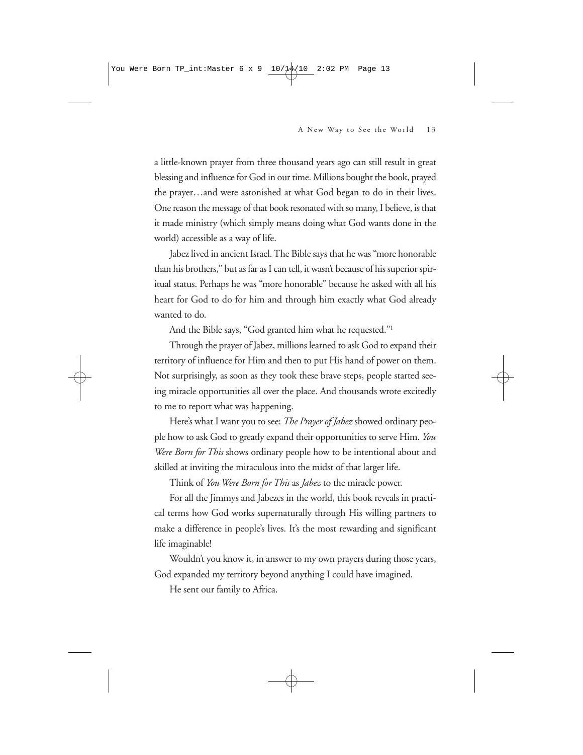a little-known prayer from three thousand years ago can still result in great blessing and influence for God in our time. Millions bought the book, prayed the prayer…and were astonished at what God began to do in their lives. One reason the message of that book resonated with so many, I believe, is that it made ministry (which simply means doing what God wants done in the world) accessible as a way of life.

Jabez lived in ancient Israel. The Bible says that he was "more honorable than his brothers," but as far as I can tell, it wasn't because of his superior spiritual status. Perhaps he was "more honorable" because he asked with all his heart for God to do for him and through him exactly what God already wanted to do.

And the Bible says, "God granted him what he requested."[1]

Through the prayer of Jabez, millions learned to ask God to expand their territory of influence for Him and then to put His hand of power on them. Not surprisingly, as soon as they took these brave steps, people started seeing miracle opportunities all over the place. And thousands wrote excitedly to me to report what was happening.

Here's what I want you to see: *The Prayer of Jabez* showed ordinary people how to ask God to greatly expand their opportunities to serve Him. *You Were Born for This* shows ordinary people how to be intentional about and skilled at inviting the miraculous into the midst of that larger life.

Think of *You Were Born for This* as *Jabez* to the miracle power.

For all the Jimmys and Jabezes in the world, this book reveals in practical terms how God works supernaturally through His willing partners to make a difference in people's lives. It's the most rewarding and significant life imaginable!

Wouldn't you know it, in answer to my own prayers during those years, God expanded my territory beyond anything I could have imagined.

He sent our family to Africa.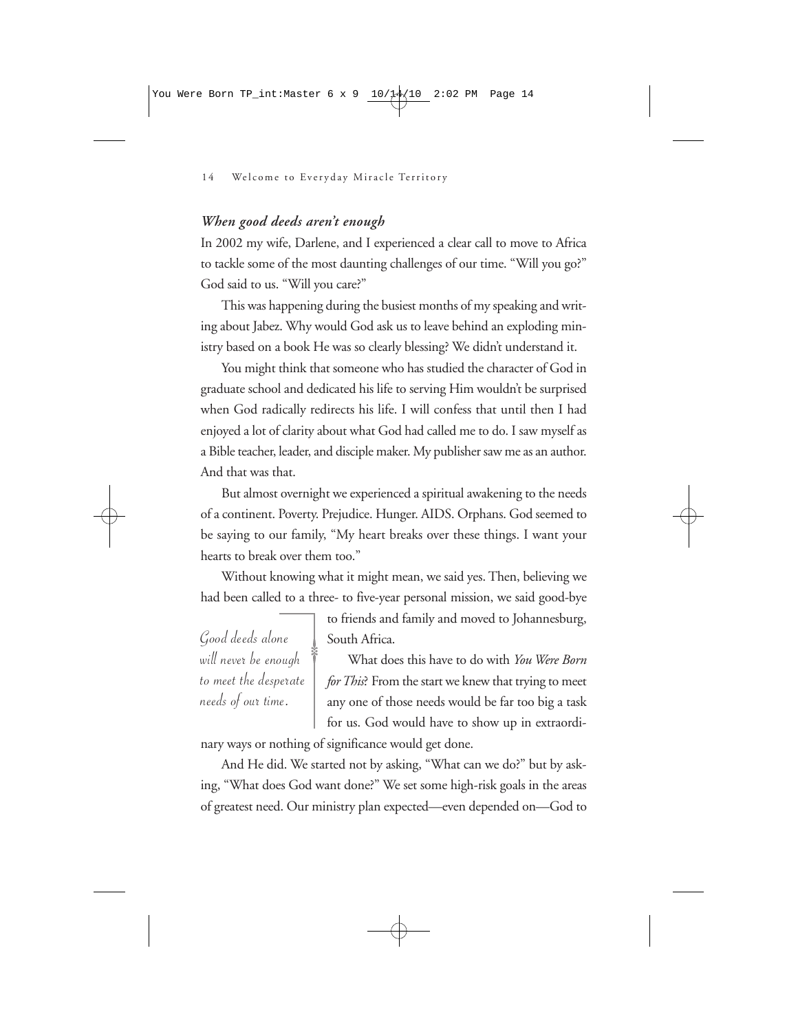### *When good deeds aren't enough*

In 2002 my wife, Darlene, and I experienced a clear call to move to Africa to tackle some of the most daunting challenges of our time. "Will you go?" God said to us. "Will you care?"

This was happening during the busiest months of my speaking and writing about Jabez. Why would God ask us to leave behind an exploding ministry based on a book He was so clearly blessing? We didn't understand it.

You might think that someone who has studied the character of God in graduate school and dedicated his life to serving Him wouldn't be surprised when God radically redirects his life. I will confess that until then I had enjoyed a lot of clarity about what God had called me to do. I saw myself as a Bible teacher, leader, and disciple maker. My publisher saw me as an author. And that was that.

But almost overnight we experienced a spiritual awakening to the needs of a continent. Poverty. Prejudice. Hunger. AIDS. Orphans. God seemed to be saying to our family, "My heart breaks over these things. I want your hearts to break over them too."

Without knowing what it might mean, we said yes. Then, believing we had been called to a three- to five-year personal mission, we said good-bye to friends and family and moved to Johannesburg, South Africa.

> *Good deeds alone will never be enough to meet the desperate needs of our time.*

What does this have to do with *You Were Born for This*? From the start we knew that trying to meet any one of those needs would be far too big a task for us. God would have to show up in extraordinary ways or nothing of significance would get done.

And He did. We started not by asking, "What can we do?" but by asking, "What does God want done?" We set some high-risk goals in the areas of greatest need. Our ministry plan expected—even depended on—God to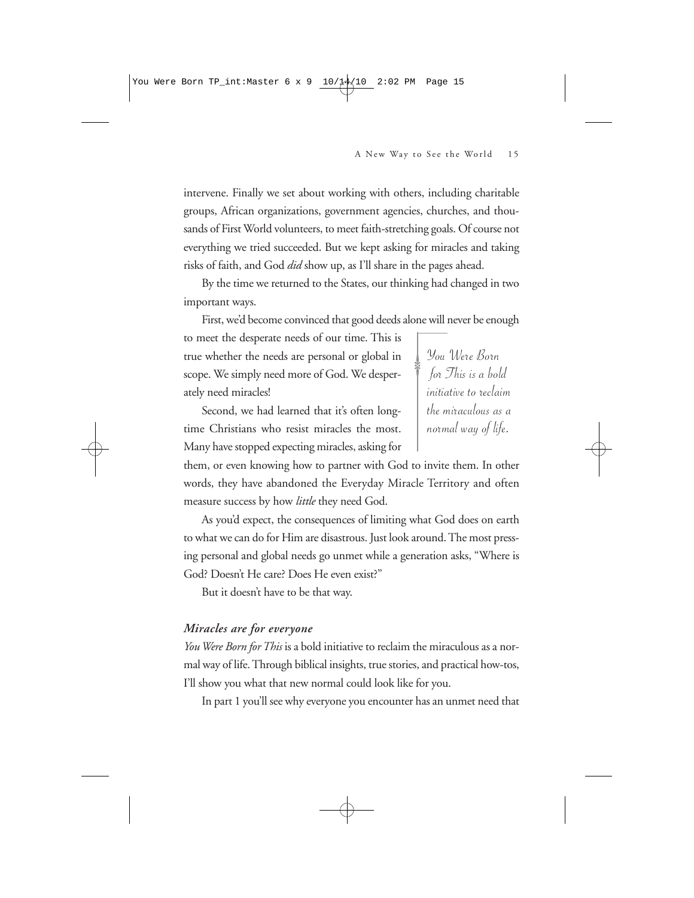intervene. Finally we set about working with others, including charitable groups, African organizations, government agencies, churches, and thousands of First World volunteers, to meet faith-stretching goals. Of course not everything we tried succeeded. But we kept asking for miracles and taking risks of faith, and God *did* show up, as I'll share in the pages ahead.

By the time we returned to the States, our thinking had changed in two important ways.

First, we'd become convinced that good deeds alone will never be enough to meet the desperate needs of our time. This is true whether the needs are personal or global in scope. We simply need more of God. We desperately need miracles!

> *You Were Born for This is a bold initiative to reclaim the miraculous as a normal way of life.*

Second, we had learned that it's often longtime Christians who resist miracles the most. Many have stopped expecting miracles, asking for them, or even knowing how to partner with God to invite them. In other words, they have abandoned the Everyday Miracle Territory and often measure success by how *little* they need God.

As you'd expect, the consequences of limiting what God does on earth to what we can do for Him are disastrous. Just look around. The most pressing personal and global needs go unmet while a generation asks, "Where is God? Doesn't He care? Does He even exist?"

But it doesn't have to be that way.

### *Miracles are for everyone*

*You Were Born for This* is a bold initiative to reclaim the miraculous as a normal way of life. Through biblical insights, true stories, and practical how-tos, I'll show you what that new normal could look like for you.

In part 1 you'll see why everyone you encounter has an unmet need that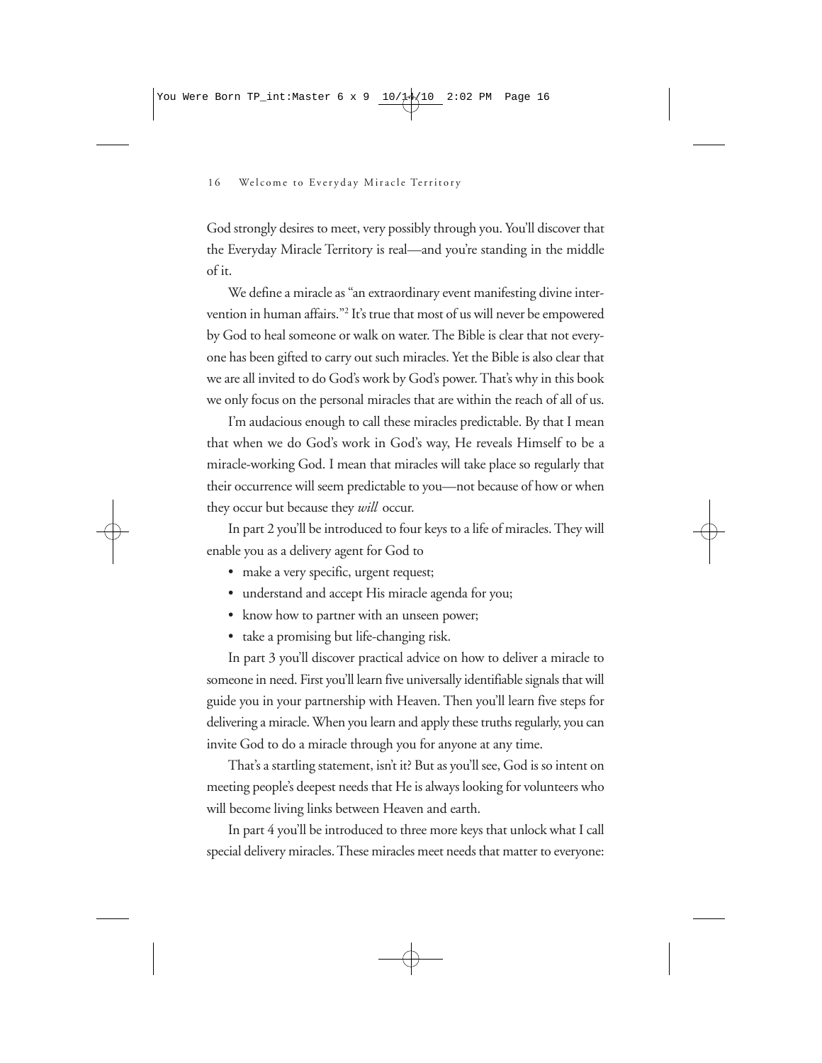God strongly desires to meet, very possibly through you. You'll discover that the Everyday Miracle Territory is real—and you're standing in the middle of it.

We define a miracle as "an extraordinary event manifesting divine intervention in human affairs."[2] It's true that most of us will never be empowered by God to heal someone or walk on water. The Bible is clear that not everyone has been gifted to carry out such miracles. Yet the Bible is also clear that we are all invited to do God's work by God's power. That's why in this book we only focus on the personal miracles that are within the reach of all of us.

I'm audacious enough to call these miracles predictable. By that I mean that when we do God's work in God's way, He reveals Himself to be a miracle-working God. I mean that miracles will take place so regularly that their occurrence will seem predictable to you—not because of how or when they occur but because they *will* occur.

In part 2 you'll be introduced to four keys to a life of miracles. They will enable you as a delivery agent for God to

- make a very specific, urgent request;
- understand and accept His miracle agenda for you;
- know how to partner with an unseen power;
- take a promising but life-changing risk.

In part 3 you'll discover practical advice on how to deliver a miracle to someone in need. First you'll learn five universally identifiable signals that will guide you in your partnership with Heaven. Then you'll learn five steps for delivering a miracle. When you learn and apply these truths regularly, you can invite God to do a miracle through you for anyone at any time.

That's a startling statement, isn't it? But as you'll see, God is so intent on meeting people's deepest needs that He is always looking for volunteers who will become living links between Heaven and earth.

In part 4 you'll be introduced to three more keys that unlock what I call special delivery miracles. These miracles meet needs that matter to everyone: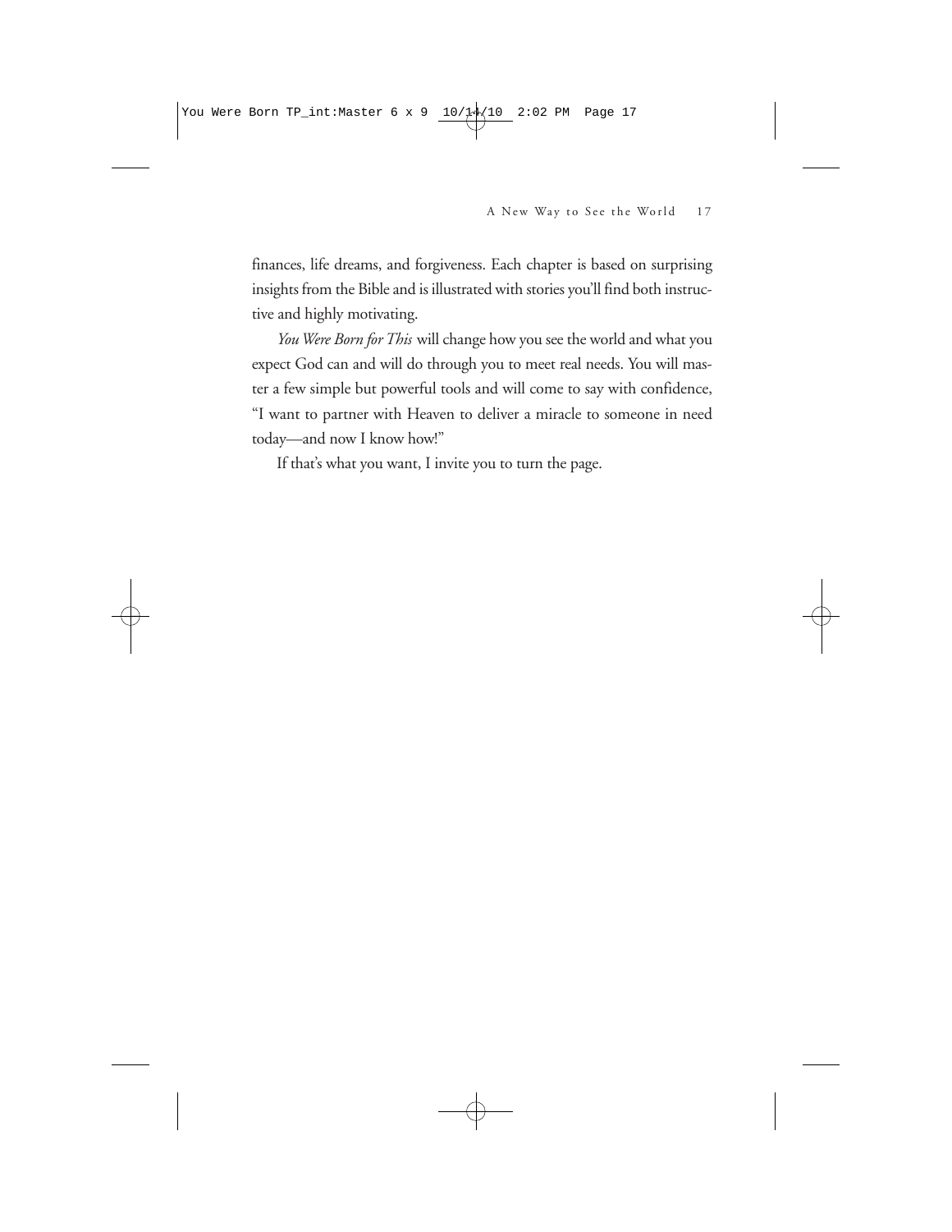finances, life dreams, and forgiveness. Each chapter is based on surprising insights from the Bible and is illustrated with stories you'll find both instructive and highly motivating.

*You Were Born for This* will change how you see the world and what you expect God can and will do through you to meet real needs. You will master a few simple but powerful tools and will come to say with confidence, "I want to partner with Heaven to deliver a miracle to someone in need today—and now I know how!"

If that's what you want, I invite you to turn the page.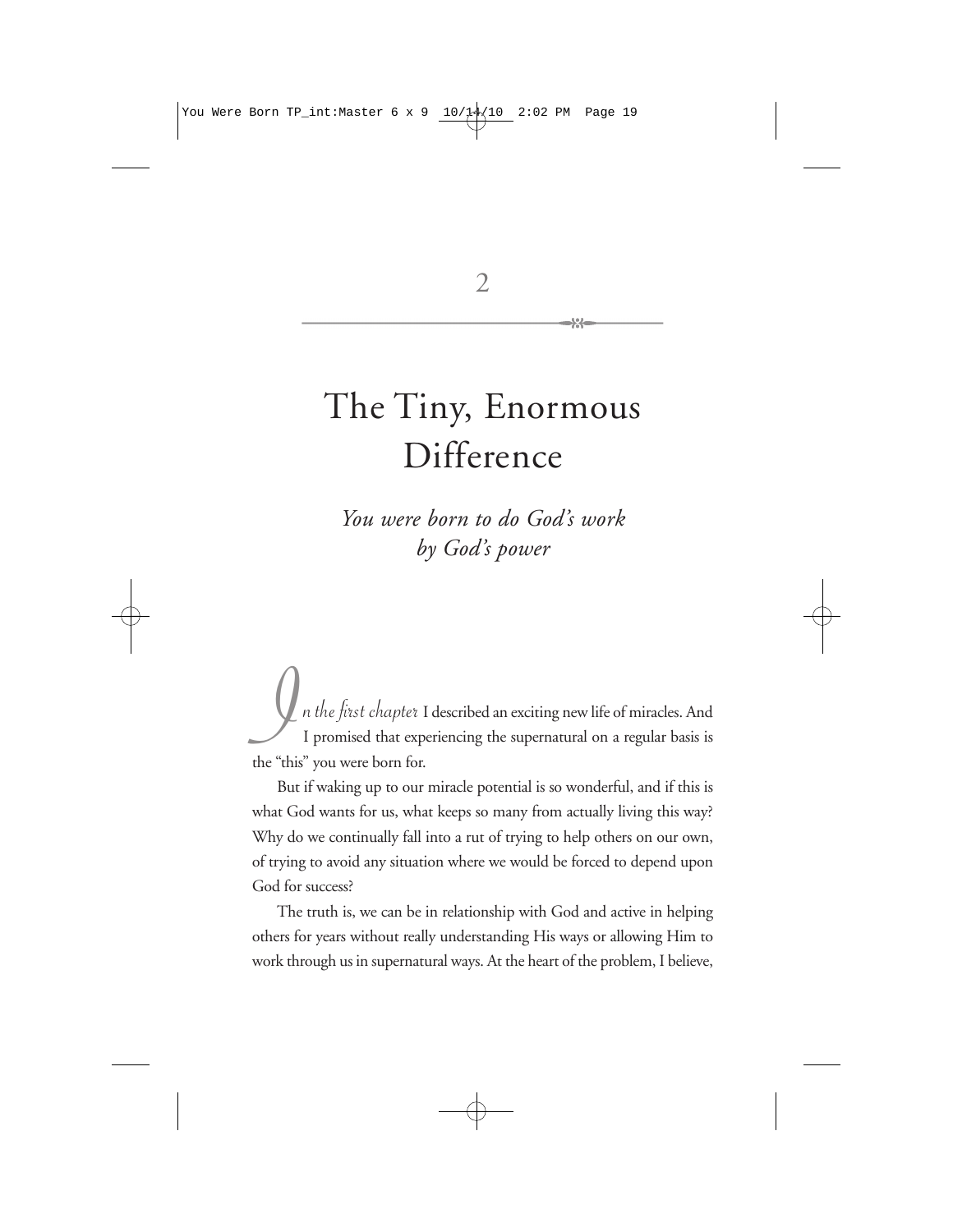# 2

# The Tiny, Enormous Difference

*You were born to do God's work by God's power*

*In the first chapter* I described an exciting new life of miracles. And I promised that experiencing the supernatural on a regular basis is the "this" you were born for.

But if waking up to our miracle potential is so wonderful, and if this is what God wants for us, what keeps so many from actually living this way? Why do we continually fall into a rut of trying to help others on our own, of trying to avoid any situation where we would be forced to depend upon God for success?

The truth is, we can be in relationship with God and active in helping others for years without really understanding His ways or allowing Him to work through us in supernatural ways. At the heart of the problem, I believe,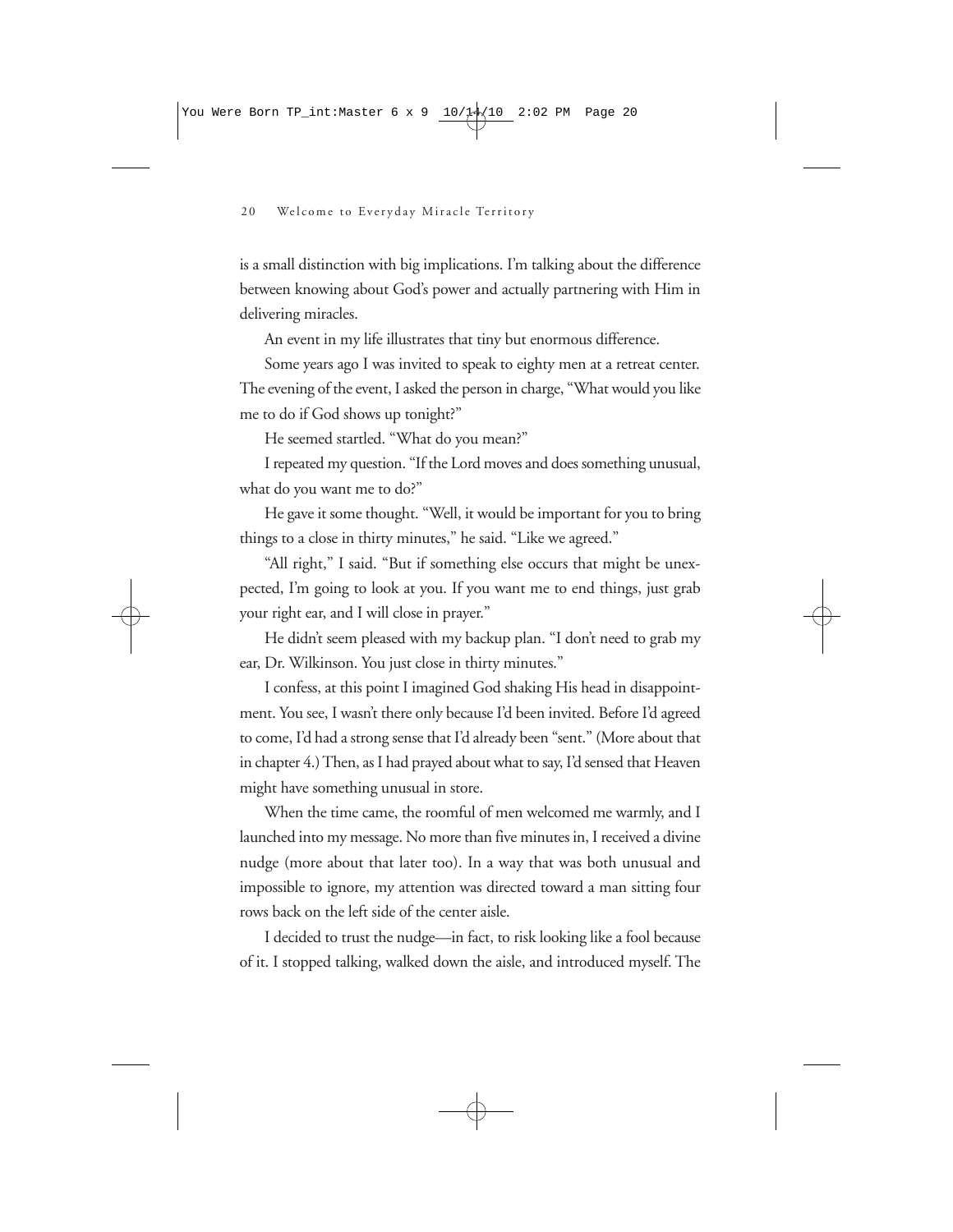is a small distinction with big implications. I'm talking about the difference between knowing about God's power and actually partnering with Him in delivering miracles.

An event in my life illustrates that tiny but enormous difference.

Some years ago I was invited to speak to eighty men at a retreat center. The evening of the event, I asked the person in charge, "What would you like me to do if God shows up tonight?"

He seemed startled. "What do you mean?"

I repeated my question. "If the Lord moves and does something unusual, what do you want me to do?"

He gave it some thought. "Well, it would be important for you to bring things to a close in thirty minutes," he said. "Like we agreed."

"All right," I said. "But if something else occurs that might be unexpected, I'm going to look at you. If you want me to end things, just grab your right ear, and I will close in prayer."

He didn't seem pleased with my backup plan. "I don't need to grab my ear, Dr. Wilkinson. You just close in thirty minutes."

I confess, at this point I imagined God shaking His head in disappointment. You see, I wasn't there only because I'd been invited. Before I'd agreed to come, I'd had a strong sense that I'd already been "sent." (More about that in chapter 4.) Then, as I had prayed about what to say, I'd sensed that Heaven might have something unusual in store.

When the time came, the roomful of men welcomed me warmly, and I launched into my message. No more than five minutes in, I received a divine nudge (more about that later too). In a way that was both unusual and impossible to ignore, my attention was directed toward a man sitting four rows back on the left side of the center aisle.

I decided to trust the nudge—in fact, to risk looking like a fool because of it. I stopped talking, walked down the aisle, and introduced myself. The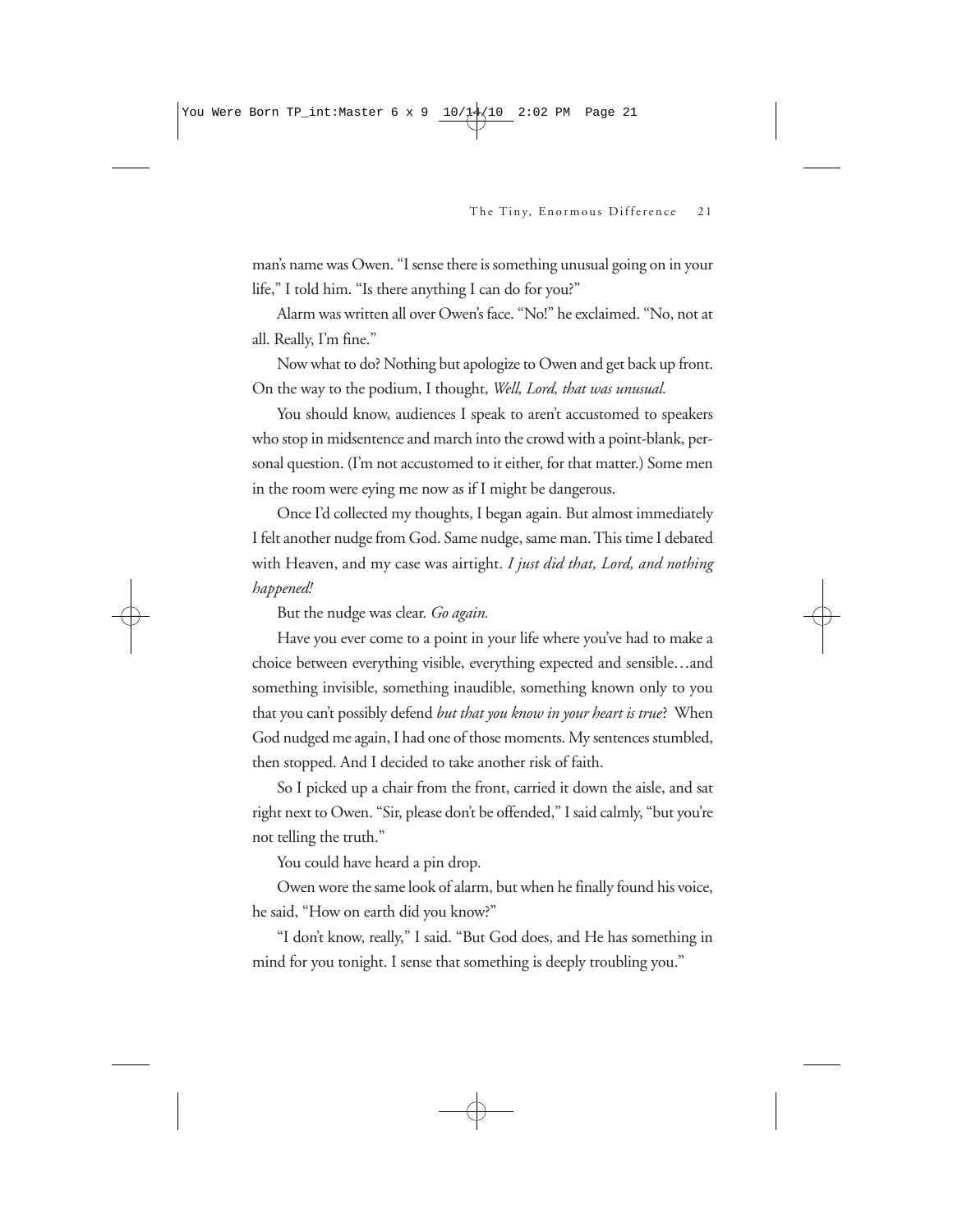man's name was Owen. "I sense there is something unusual going on in your life," I told him. "Is there anything I can do for you?"

Alarm was written all over Owen's face. "No!" he exclaimed. "No, not at all. Really, I'm fine."

Now what to do? Nothing but apologize to Owen and get back up front. On the way to the podium, I thought, *Well, Lord, that was unusual.*

You should know, audiences I speak to aren't accustomed to speakers who stop in midsentence and march into the crowd with a point-blank, personal question. (I'm not accustomed to it either, for that matter.) Some men in the room were eying me now as if I might be dangerous.

Once I'd collected my thoughts, I began again. But almost immediately I felt another nudge from God. Same nudge, same man. This time I debated with Heaven, and my case was airtight. *I just did that, Lord, and nothing happened!*

But the nudge was clear. *Go again.*

Have you ever come to a point in your life where you've had to make a choice between everything visible, everything expected and sensible…and something invisible, something inaudible, something known only to you that you can't possibly defend *but that you know in your heart is true*? When God nudged me again, I had one of those moments. My sentences stumbled, then stopped. And I decided to take another risk of faith.

So I picked up a chair from the front, carried it down the aisle, and sat right next to Owen. "Sir, please don't be offended," I said calmly, "but you're not telling the truth."

You could have heard a pin drop.

Owen wore the same look of alarm, but when he finally found his voice, he said, "How on earth did you know?"

"I don't know, really," I said. "But God does, and He has something in mind for you tonight. I sense that something is deeply troubling you."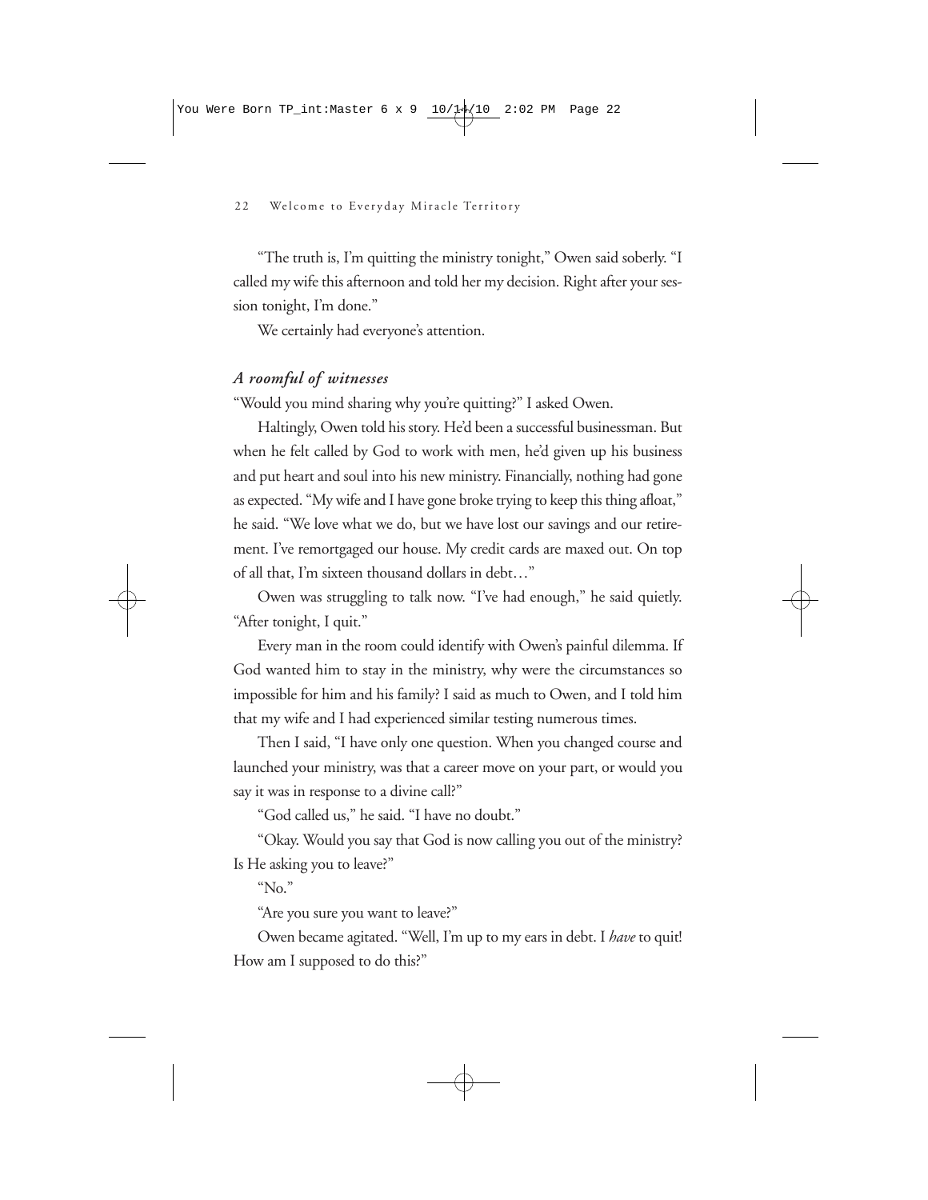"The truth is, I'm quitting the ministry tonight," Owen said soberly. "I called my wife this afternoon and told her my decision. Right after your session tonight, I'm done."

We certainly had everyone's attention.

### *A roomful of witnesses*

"Would you mind sharing why you're quitting?" I asked Owen.

Haltingly, Owen told his story. He'd been a successful businessman. But when he felt called by God to work with men, he'd given up his business and put heart and soul into his new ministry. Financially, nothing had gone as expected. "My wife and I have gone broke trying to keep this thing afloat," he said. "We love what we do, but we have lost our savings and our retirement. I've remortgaged our house. My credit cards are maxed out. On top of all that, I'm sixteen thousand dollars in debt…"

Owen was struggling to talk now. "I've had enough," he said quietly. "After tonight, I quit."

Every man in the room could identify with Owen's painful dilemma. If God wanted him to stay in the ministry, why were the circumstances so impossible for him and his family? I said as much to Owen, and I told him that my wife and I had experienced similar testing numerous times.

Then I said, "I have only one question. When you changed course and launched your ministry, was that a career move on your part, or would you say it was in response to a divine call?"

"God called us," he said. "I have no doubt."

"Okay. Would you say that God is now calling you out of the ministry? Is He asking you to leave?"

"No."

"Are you sure you want to leave?"

Owen became agitated. "Well, I'm up to my ears in debt. I *have* to quit! How am I supposed to do this?"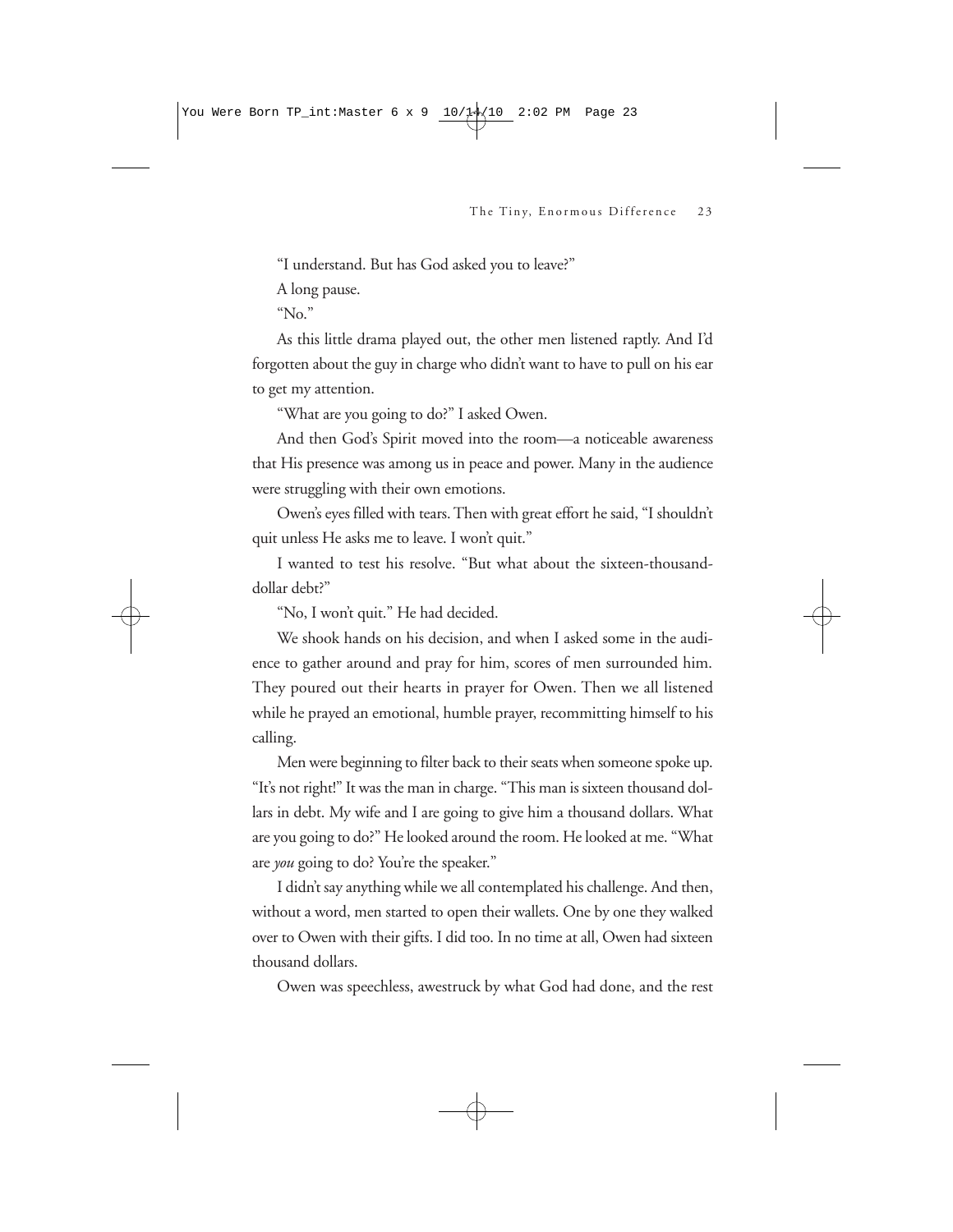"I understand. But has God asked you to leave?"

A long pause.

"No."

As this little drama played out, the other men listened raptly. And I'd forgotten about the guy in charge who didn't want to have to pull on his ear to get my attention.

"What are you going to do?" I asked Owen.

And then God's Spirit moved into the room—a noticeable awareness that His presence was among us in peace and power. Many in the audience were struggling with their own emotions.

Owen's eyes filled with tears. Then with great effort he said, "I shouldn't quit unless He asks me to leave. I won't quit."

I wanted to test his resolve. "But what about the sixteen-thousand-dollar debt?"

"No, I won't quit." He had decided.

We shook hands on his decision, and when I asked some in the audience to gather around and pray for him, scores of men surrounded him. They poured out their hearts in prayer for Owen. Then we all listened while he prayed an emotional, humble prayer, recommitting himself to his calling.

Men were beginning to filter back to their seats when someone spoke up. "It's not right!" It was the man in charge. "This man is sixteen thousand dollars in debt. My wife and I are going to give him a thousand dollars. What are you going to do?" He looked around the room. He looked at me. "What are *you* going to do? You're the speaker."

I didn't say anything while we all contemplated his challenge. And then, without a word, men started to open their wallets. One by one they walked over to Owen with their gifts. I did too. In no time at all, Owen had sixteen thousand dollars.

Owen was speechless, awestruck by what God had done, and the rest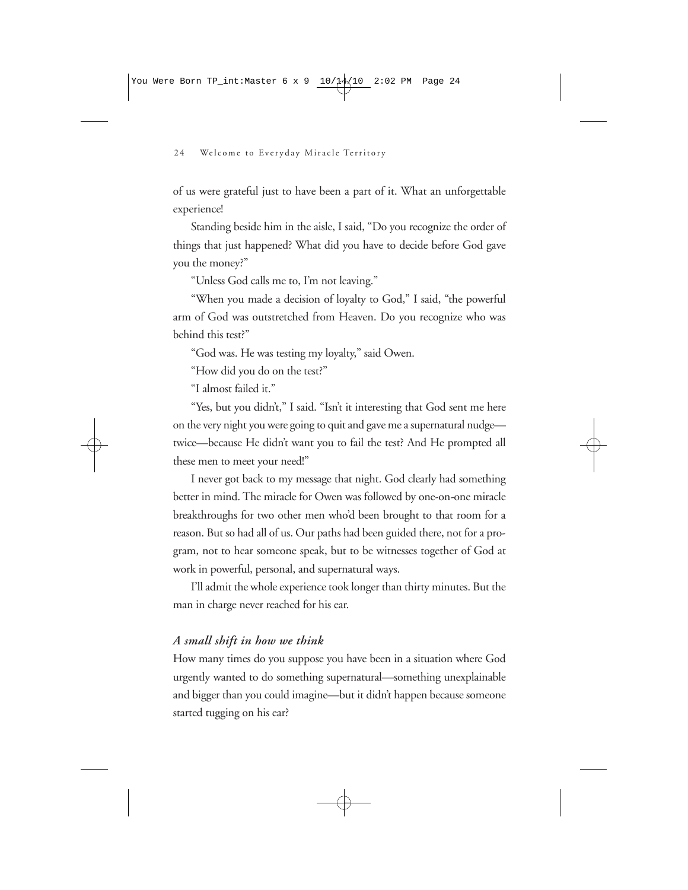of us were grateful just to have been a part of it. What an unforgettable experience!

Standing beside him in the aisle, I said, "Do you recognize the order of things that just happened? What did you have to decide before God gave you the money?"

"Unless God calls me to, I'm not leaving."

"When you made a decision of loyalty to God," I said, "the powerful arm of God was outstretched from Heaven. Do you recognize who was behind this test?"

"God was. He was testing my loyalty," said Owen.

"How did you do on the test?"

"I almost failed it."

"Yes, but you didn't," I said. "Isn't it interesting that God sent me here on the very night you were going to quit and gave me a supernatural nudge—twice—because He didn't want you to fail the test? And He prompted all these men to meet your need!"

I never got back to my message that night. God clearly had something better in mind. The miracle for Owen was followed by one-on-one miracle breakthroughs for two other men who'd been brought to that room for a reason. But so had all of us. Our paths had been guided there, not for a program, not to hear someone speak, but to be witnesses together of God at work in powerful, personal, and supernatural ways.

I'll admit the whole experience took longer than thirty minutes. But the man in charge never reached for his ear.

### *A small shift in how we think*

How many times do you suppose you have been in a situation where God urgently wanted to do something supernatural—something unexplainable and bigger than you could imagine—but it didn't happen because someone started tugging on his ear?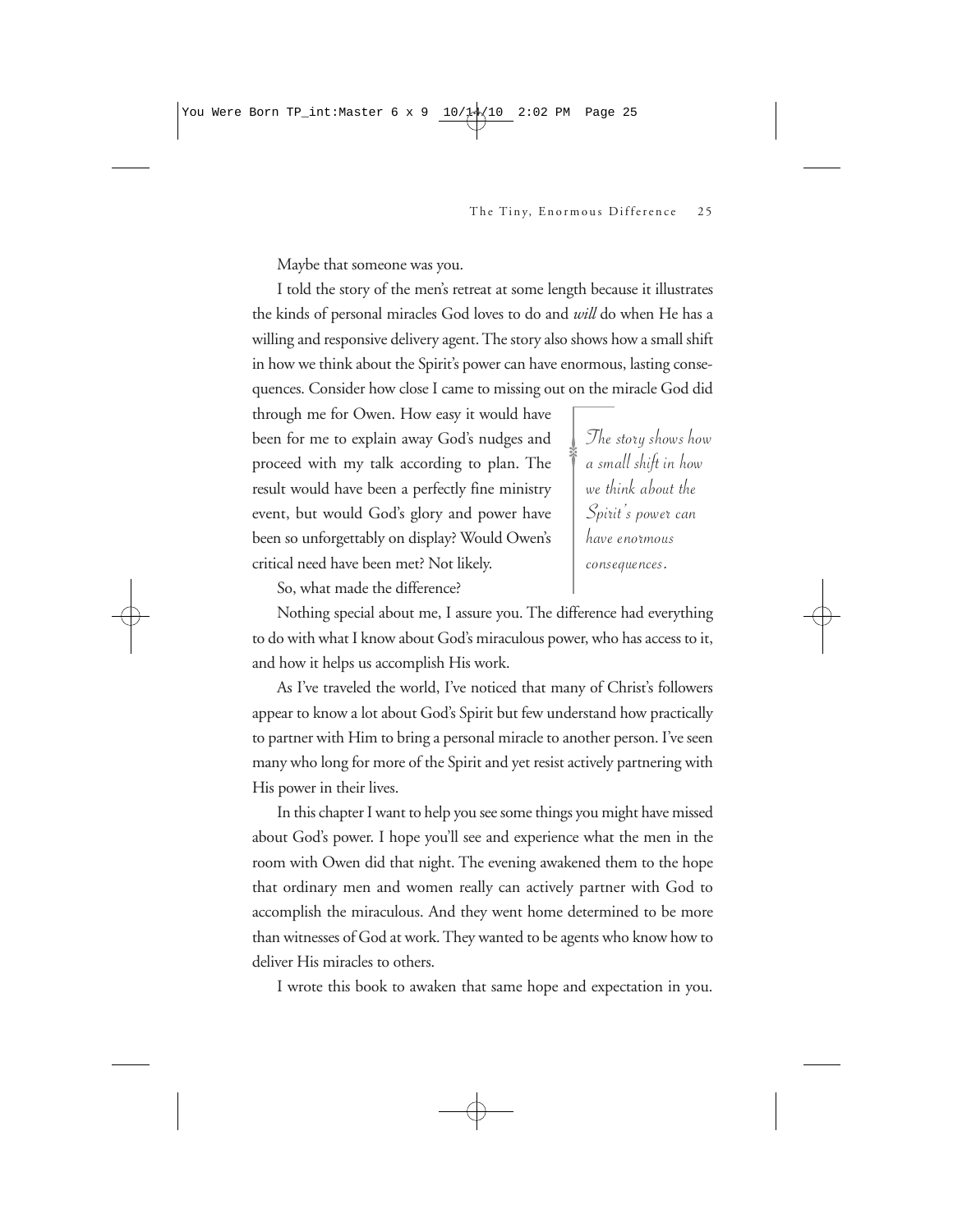Maybe that someone was you.

I told the story of the men's retreat at some length because it illustrates the kinds of personal miracles God loves to do and *will* do when He has a willing and responsive delivery agent. The story also shows how a small shift in how we think about the Spirit's power can have enormous, lasting consequences. Consider how close I came to missing out on the miracle God did through me for Owen. How easy it would have been for me to explain away God's nudges and proceed with my talk according to plan. The result would have been a perfectly fine ministry event, but would God's glory and power have been so unforgettably on display? Would Owen's critical need have been met? Not likely.

> *The story shows how a small shift in how we think about the Spirit's power can have enormous consequences.*

So, what made the difference?

Nothing special about me, I assure you. The difference had everything to do with what I know about God's miraculous power, who has access to it, and how it helps us accomplish His work.

As I've traveled the world, I've noticed that many of Christ's followers appear to know a lot about God's Spirit but few understand how practically to partner with Him to bring a personal miracle to another person. I've seen many who long for more of the Spirit and yet resist actively partnering with His power in their lives.

In this chapter I want to help you see some things you might have missed about God's power. I hope you'll see and experience what the men in the room with Owen did that night. The evening awakened them to the hope that ordinary men and women really can actively partner with God to accomplish the miraculous. And they went home determined to be more than witnesses of God at work. They wanted to be agents who know how to deliver His miracles to others.

I wrote this book to awaken that same hope and expectation in you.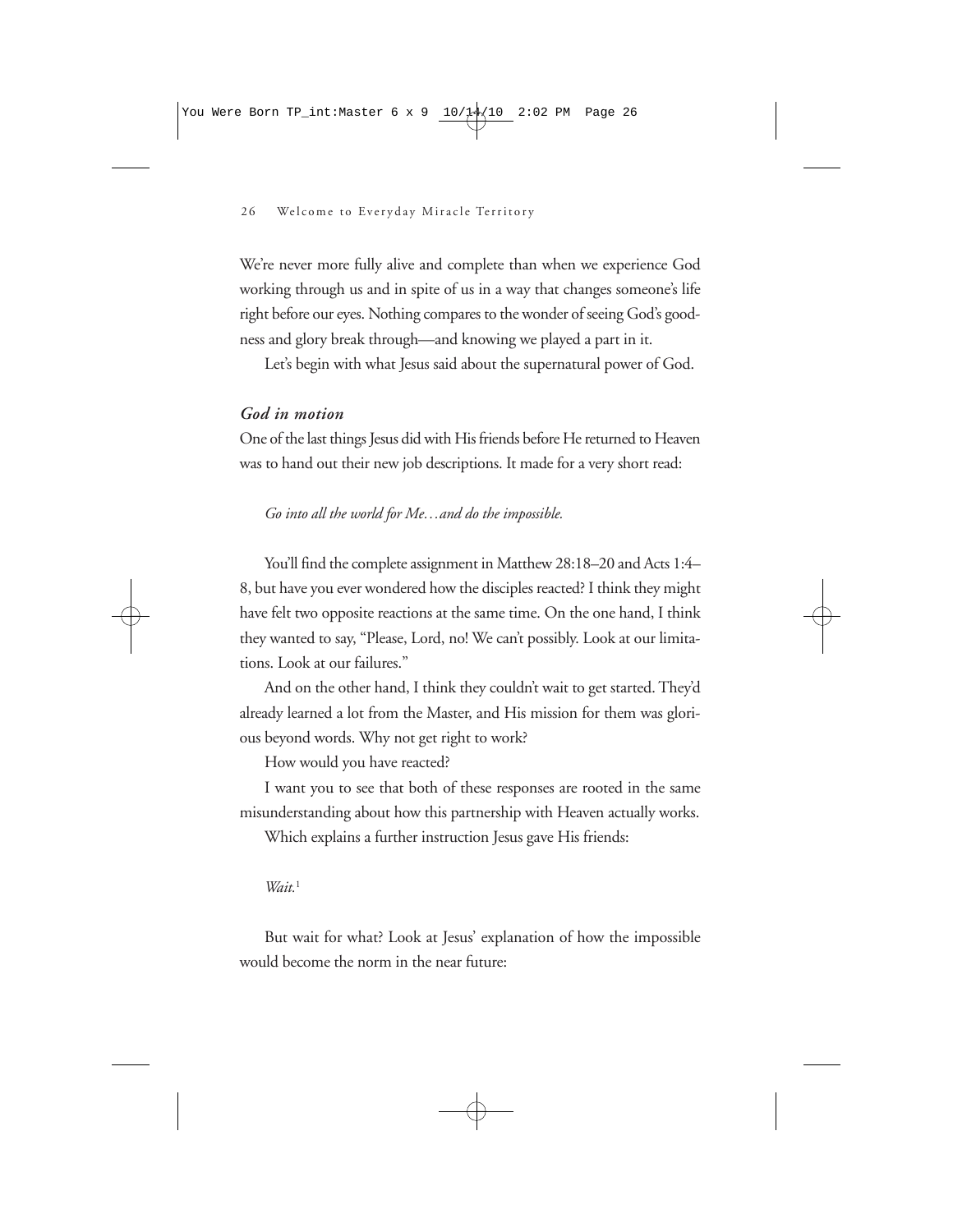We're never more fully alive and complete than when we experience God working through us and in spite of us in a way that changes someone's life right before our eyes. Nothing compares to the wonder of seeing God's goodness and glory break through—and knowing we played a part in it.

Let's begin with what Jesus said about the supernatural power of God.

### *God in motion*

One of the last things Jesus did with His friends before He returned to Heaven was to hand out their new job descriptions. It made for a very short read:

*Go into all the world for Me…and do the impossible.*

You'll find the complete assignment in Matthew 28:18–20 and Acts 1:4–8, but have you ever wondered how the disciples reacted? I think they might have felt two opposite reactions at the same time. On the one hand, I think they wanted to say, "Please, Lord, no! We can't possibly. Look at our limitations. Look at our failures."

And on the other hand, I think they couldn't wait to get started. They'd already learned a lot from the Master, and His mission for them was glorious beyond words. Why not get right to work?

How would you have reacted?

I want you to see that both of these responses are rooted in the same misunderstanding about how this partnership with Heaven actually works.

Which explains a further instruction Jesus gave His friends:

*Wait.*[1]

But wait for what? Look at Jesus' explanation of how the impossible would become the norm in the near future: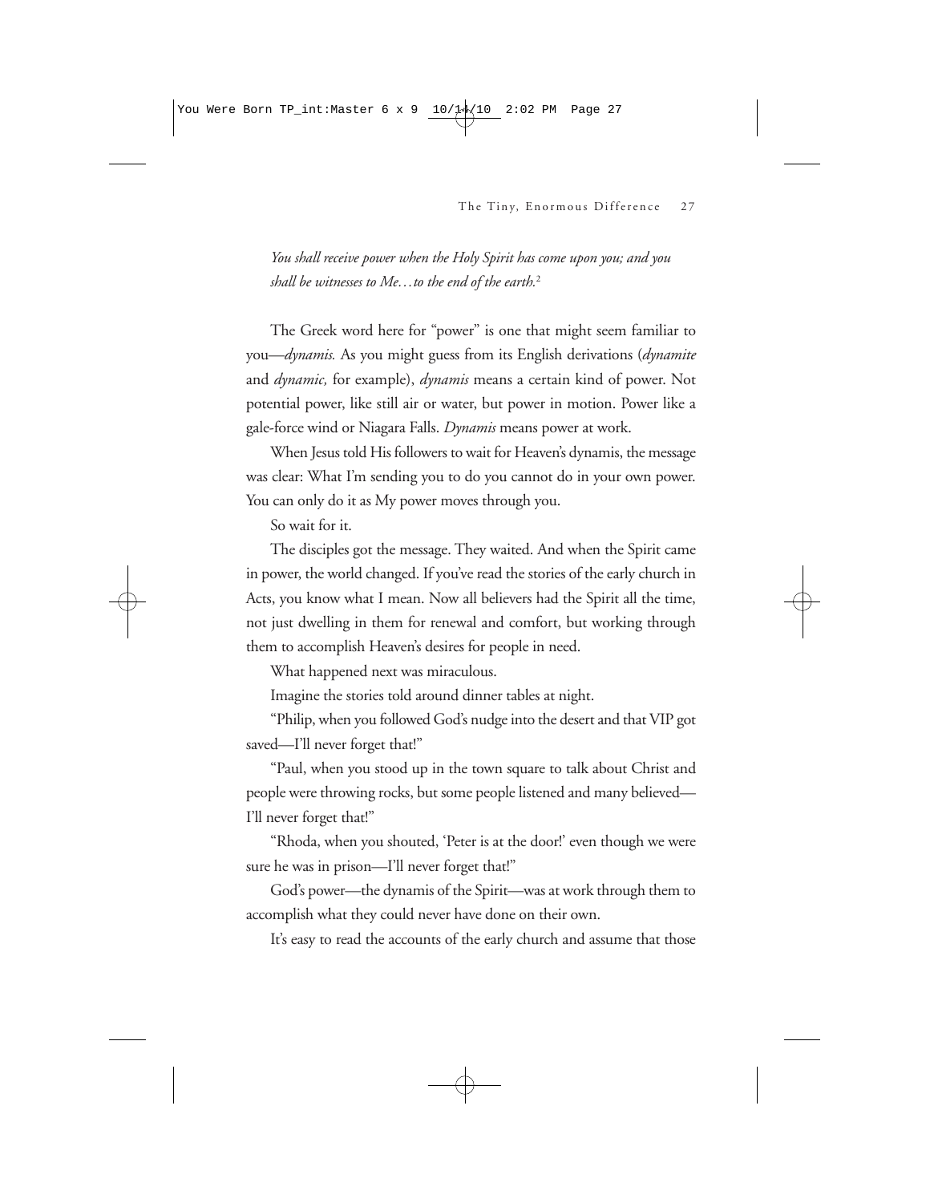*You shall receive power when the Holy Spirit has come upon you; and you shall be witnesses to Me…to the end of the earth.*[2]

The Greek word here for "power" is one that might seem familiar to you—*dynamis.* As you might guess from its English derivations (*dynamite* and *dynamic,* for example), *dynamis* means a certain kind of power. Not potential power, like still air or water, but power in motion. Power like a gale-force wind or Niagara Falls. *Dynamis* means power at work.

When Jesus told His followers to wait for Heaven's dynamis, the message was clear: What I'm sending you to do you cannot do in your own power. You can only do it as My power moves through you.

So wait for it.

The disciples got the message. They waited. And when the Spirit came in power, the world changed. If you've read the stories of the early church in Acts, you know what I mean. Now all believers had the Spirit all the time, not just dwelling in them for renewal and comfort, but working through them to accomplish Heaven's desires for people in need.

What happened next was miraculous.

Imagine the stories told around dinner tables at night.

"Philip, when you followed God's nudge into the desert and that VIP got saved—I'll never forget that!"

"Paul, when you stood up in the town square to talk about Christ and people were throwing rocks, but some people listened and many believed—I'll never forget that!"

"Rhoda, when you shouted, 'Peter is at the door!' even though we were sure he was in prison—I'll never forget that!"

God's power—the dynamis of the Spirit—was at work through them to accomplish what they could never have done on their own.

It's easy to read the accounts of the early church and assume that those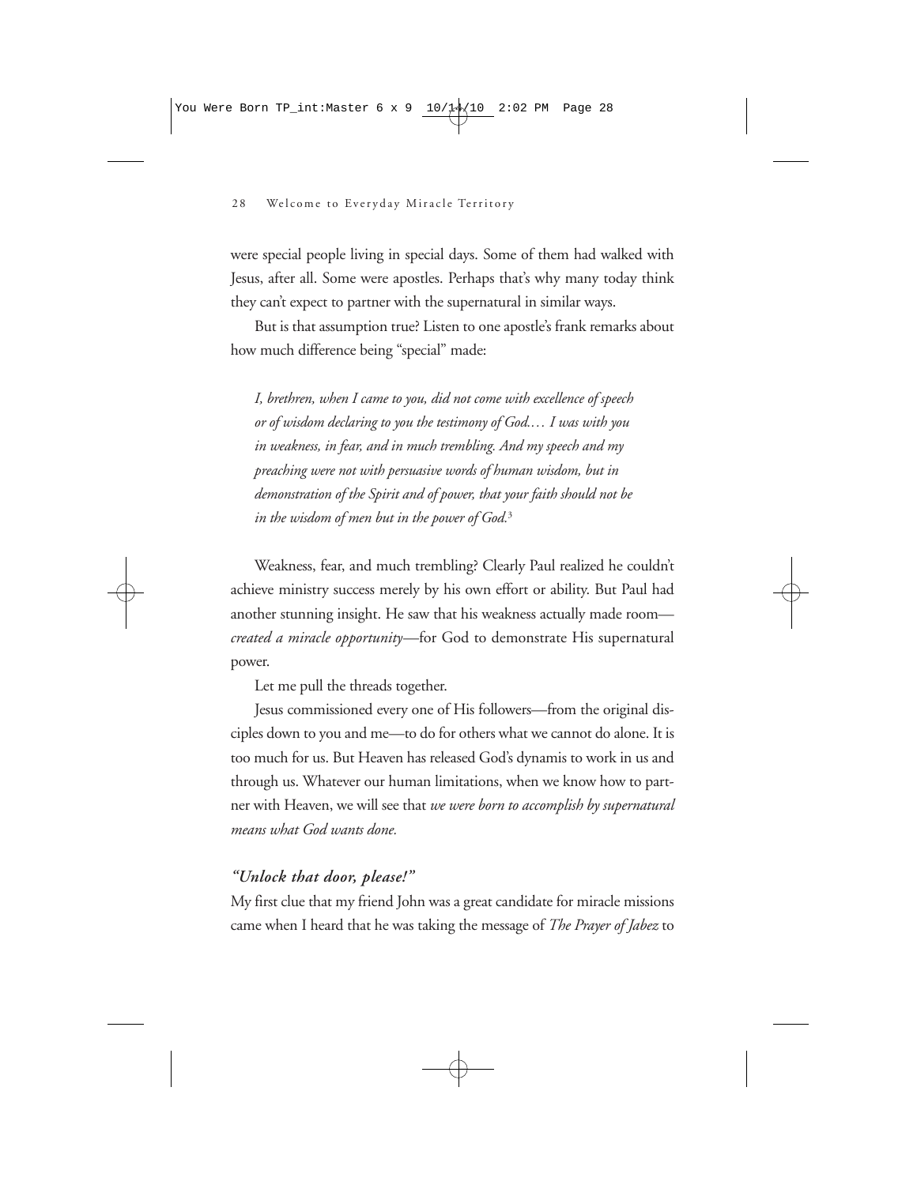were special people living in special days. Some of them had walked with Jesus, after all. Some were apostles. Perhaps that's why many today think they can't expect to partner with the supernatural in similar ways.

But is that assumption true? Listen to one apostle's frank remarks about how much difference being "special" made:

> *I, brethren, when I came to you, did not come with excellence of speech or of wisdom declaring to you the testimony of God.… I was with you in weakness, in fear, and in much trembling. And my speech and my preaching were not with persuasive words of human wisdom, but in demonstration of the Spirit and of power, that your faith should not be in the wisdom of men but in the power of God.*[3]

Weakness, fear, and much trembling? Clearly Paul realized he couldn't achieve ministry success merely by his own effort or ability. But Paul had another stunning insight. He saw that his weakness actually made room—*created a miracle opportunity*—for God to demonstrate His supernatural power.

Let me pull the threads together.

Jesus commissioned every one of His followers—from the original disciples down to you and me—to do for others what we cannot do alone. It is too much for us. But Heaven has released God's dynamis to work in us and through us. Whatever our human limitations, when we know how to partner with Heaven, we will see that *we were born to accomplish by supernatural means what God wants done.*

### *"Unlock that door, please!"*

My first clue that my friend John was a great candidate for miracle missions came when I heard that he was taking the message of *The Prayer of Jabez* to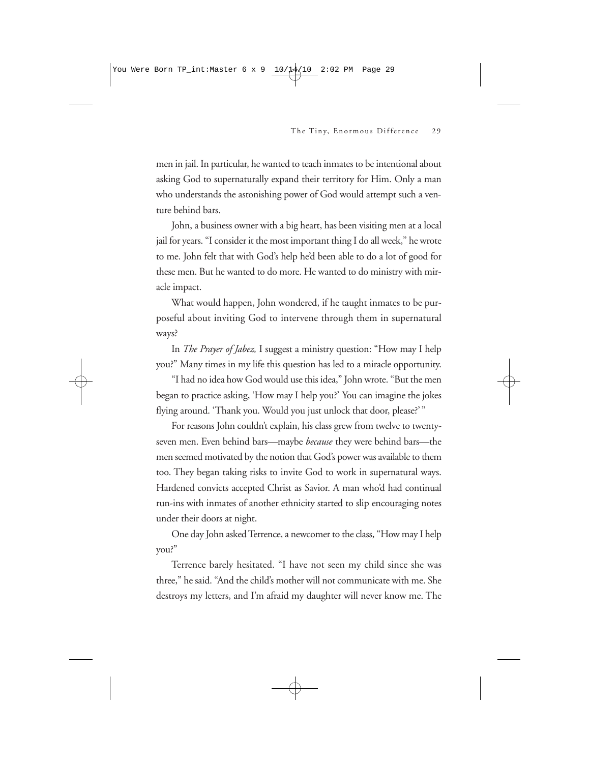men in jail. In particular, he wanted to teach inmates to be intentional about asking God to supernaturally expand their territory for Him. Only a man who understands the astonishing power of God would attempt such a venture behind bars.

John, a business owner with a big heart, has been visiting men at a local jail for years. "I consider it the most important thing I do all week," he wrote to me. John felt that with God's help he'd been able to do a lot of good for these men. But he wanted to do more. He wanted to do ministry with miracle impact.

What would happen, John wondered, if he taught inmates to be purposeful about inviting God to intervene through them in supernatural ways?

In *The Prayer of Jabez,* I suggest a ministry question: "How may I help you?" Many times in my life this question has led to a miracle opportunity.

"I had no idea how God would use this idea," John wrote. "But the men began to practice asking, 'How may I help you?' You can imagine the jokes flying around. 'Thank you. Would you just unlock that door, please?' "

For reasons John couldn't explain, his class grew from twelve to twenty-seven men. Even behind bars—maybe *because* they were behind bars—the men seemed motivated by the notion that God's power was available to them too. They began taking risks to invite God to work in supernatural ways. Hardened convicts accepted Christ as Savior. A man who'd had continual run-ins with inmates of another ethnicity started to slip encouraging notes under their doors at night.

One day John asked Terrence, a newcomer to the class, "How may I help you?"

Terrence barely hesitated. "I have not seen my child since she was three," he said. "And the child's mother will not communicate with me. She destroys my letters, and I'm afraid my daughter will never know me. The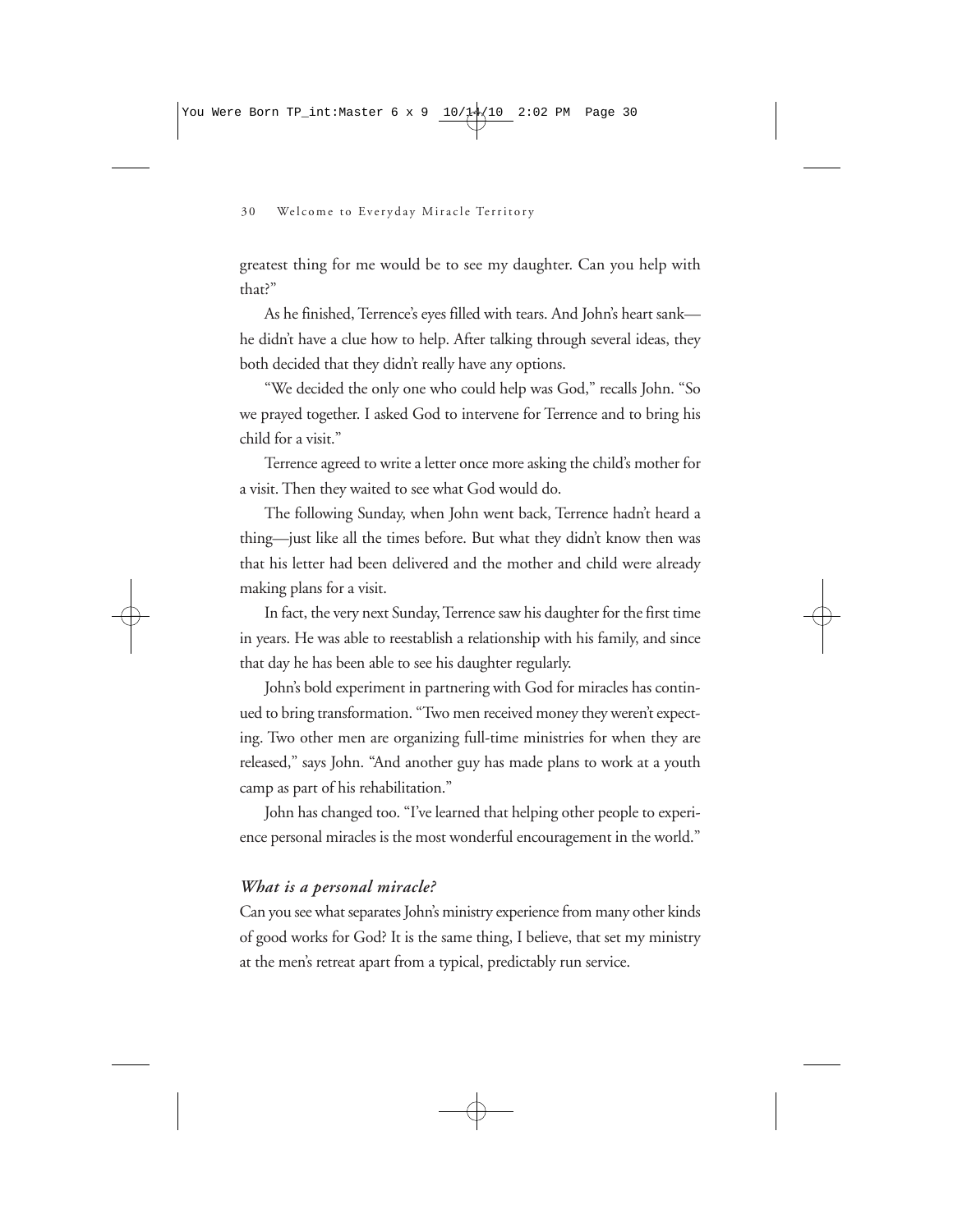greatest thing for me would be to see my daughter. Can you help with that?"

As he finished, Terrence's eyes filled with tears. And John's heart sank—he didn't have a clue how to help. After talking through several ideas, they both decided that they didn't really have any options.

"We decided the only one who could help was God," recalls John. "So we prayed together. I asked God to intervene for Terrence and to bring his child for a visit."

Terrence agreed to write a letter once more asking the child's mother for a visit. Then they waited to see what God would do.

The following Sunday, when John went back, Terrence hadn't heard a thing—just like all the times before. But what they didn't know then was that his letter had been delivered and the mother and child were already making plans for a visit.

In fact, the very next Sunday, Terrence saw his daughter for the first time in years. He was able to reestablish a relationship with his family, and since that day he has been able to see his daughter regularly.

John's bold experiment in partnering with God for miracles has continued to bring transformation. "Two men received money they weren't expecting. Two other men are organizing full-time ministries for when they are released," says John. "And another guy has made plans to work at a youth camp as part of his rehabilitation."

John has changed too. "I've learned that helping other people to experience personal miracles is the most wonderful encouragement in the world."

### *What is a personal miracle?*

Can you see what separates John's ministry experience from many other kinds of good works for God? It is the same thing, I believe, that set my ministry at the men's retreat apart from a typical, predictably run service.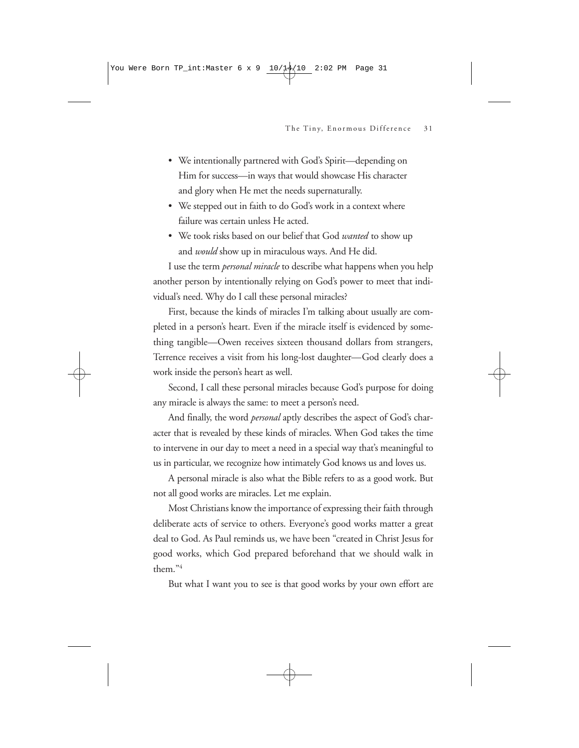- We intentionally partnered with God's Spirit—depending on Him for success—in ways that would showcase His character and glory when He met the needs supernaturally.
- We stepped out in faith to do God's work in a context where failure was certain unless He acted.
- We took risks based on our belief that God *wanted* to show up and *would* show up in miraculous ways. And He did.

I use the term *personal miracle* to describe what happens when you help another person by intentionally relying on God's power to meet that individual's need. Why do I call these personal miracles?

First, because the kinds of miracles I'm talking about usually are completed in a person's heart. Even if the miracle itself is evidenced by something tangible—Owen receives sixteen thousand dollars from strangers, Terrence receives a visit from his long-lost daughter—God clearly does a work inside the person's heart as well.

Second, I call these personal miracles because God's purpose for doing any miracle is always the same: to meet a person's need.

And finally, the word *personal* aptly describes the aspect of God's character that is revealed by these kinds of miracles. When God takes the time to intervene in our day to meet a need in a special way that's meaningful to us in particular, we recognize how intimately God knows us and loves us.

A personal miracle is also what the Bible refers to as a good work. But not all good works are miracles. Let me explain.

Most Christians know the importance of expressing their faith through deliberate acts of service to others. Everyone's good works matter a great deal to God. As Paul reminds us, we have been "created in Christ Jesus for good works, which God prepared beforehand that we should walk in them."[4]

But what I want you to see is that good works by your own effort are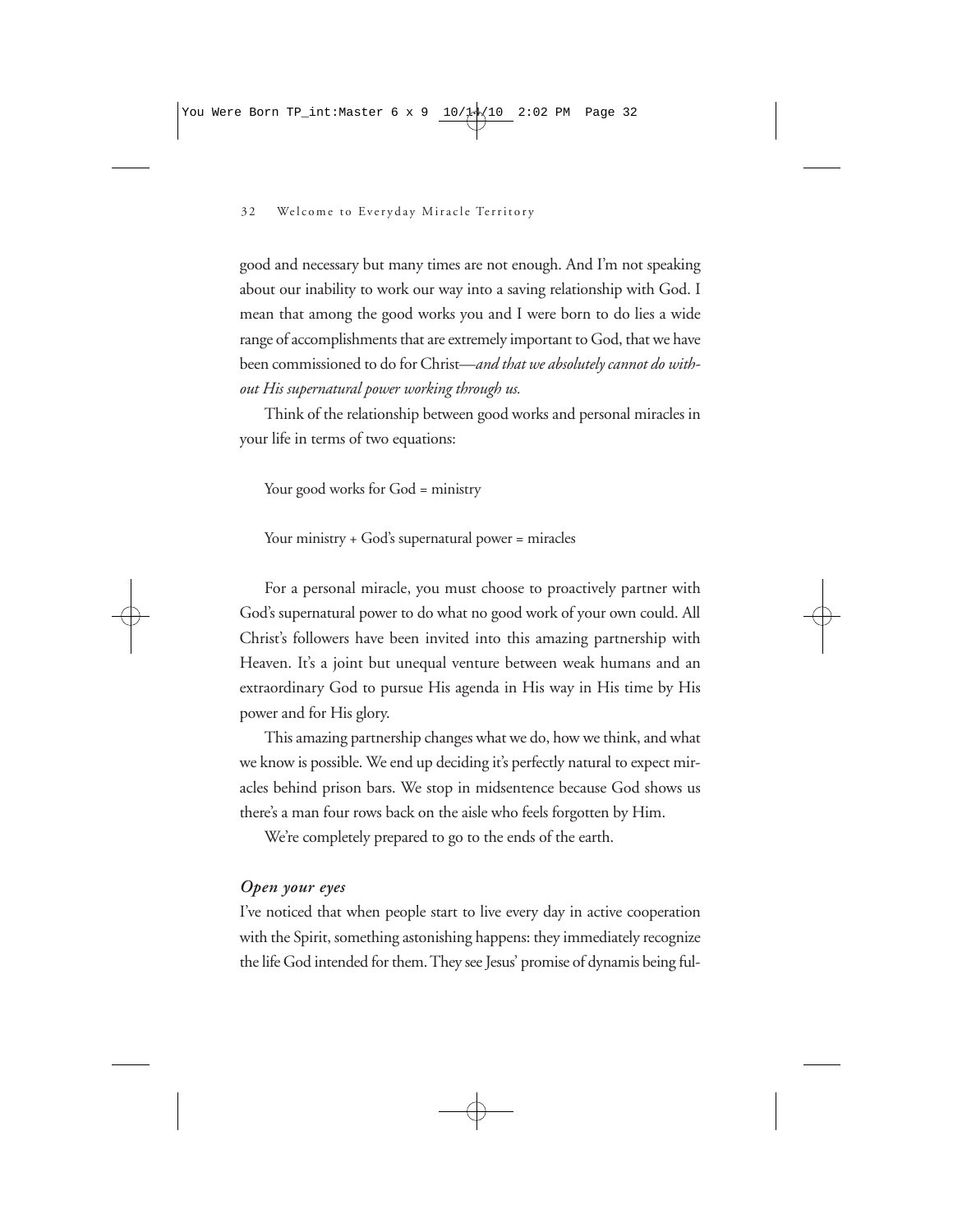good and necessary but many times are not enough. And I'm not speaking about our inability to work our way into a saving relationship with God. I mean that among the good works you and I were born to do lies a wide range of accomplishments that are extremely important to God, that we have been commissioned to do for Christ—*and that we absolutely cannot do without His supernatural power working through us.*

Think of the relationship between good works and personal miracles in your life in terms of two equations:

Your good works for God = ministry

Your ministry + God's supernatural power = miracles

For a personal miracle, you must choose to proactively partner with God's supernatural power to do what no good work of your own could. All Christ's followers have been invited into this amazing partnership with Heaven. It's a joint but unequal venture between weak humans and an extraordinary God to pursue His agenda in His way in His time by His power and for His glory.

This amazing partnership changes what we do, how we think, and what we know is possible. We end up deciding it's perfectly natural to expect miracles behind prison bars. We stop in midsentence because God shows us there's a man four rows back on the aisle who feels forgotten by Him.

We're completely prepared to go to the ends of the earth.

### *Open your eyes*

I've noticed that when people start to live every day in active cooperation with the Spirit, something astonishing happens: they immediately recognize the life God intended for them. They see Jesus' promise of dynamis being ful-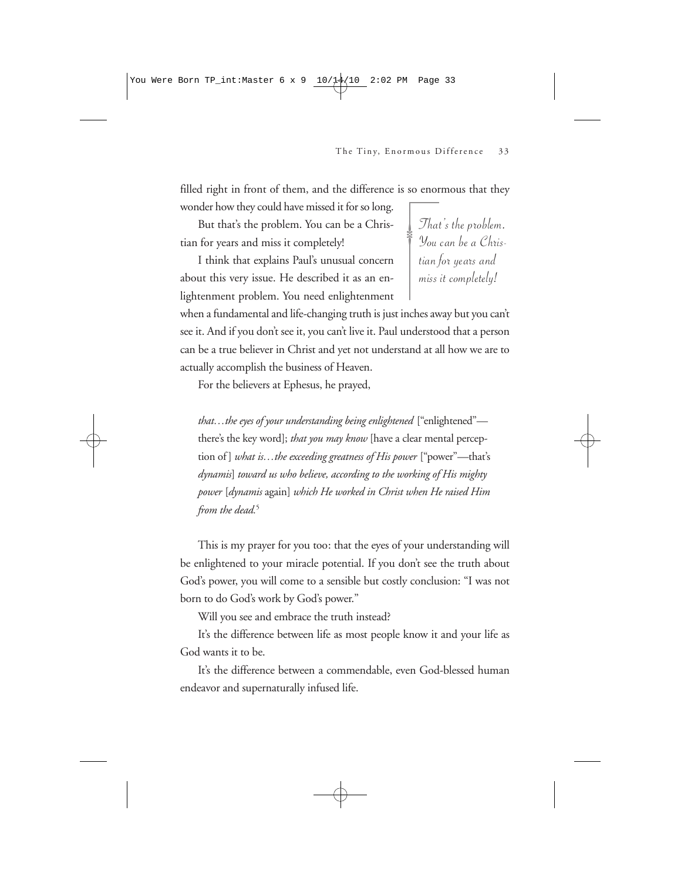filled right in front of them, and the difference is so enormous that they wonder how they could have missed it for so long.

But that's the problem. You can be a Christian for years and miss it completely!

> *That's the problem. You can be a Christian for years and miss it completely!*

I think that explains Paul's unusual concern about this very issue. He described it as an enlightenment problem. You need enlightenment when a fundamental and life-changing truth is just inches away but you can't see it. And if you don't see it, you can't live it. Paul understood that a person can be a true believer in Christ and yet not understand at all how we are to actually accomplish the business of Heaven.

For the believers at Ephesus, he prayed,

> *that…the eyes of your understanding being enlightened* ["enlightened"—there's the key word]; *that you may know* [have a clear mental perception of] *what is…the exceeding greatness of His power* ["power"—that's *dynamis*] *toward us who believe, according to the working of His mighty power* [*dynamis* again] *which He worked in Christ when He raised Him from the dead.*[5]

This is my prayer for you too: that the eyes of your understanding will be enlightened to your miracle potential. If you don't see the truth about God's power, you will come to a sensible but costly conclusion: "I was not born to do God's work by God's power."

Will you see and embrace the truth instead?

It's the difference between life as most people know it and your life as God wants it to be.

It's the difference between a commendable, even God-blessed human endeavor and supernaturally infused life.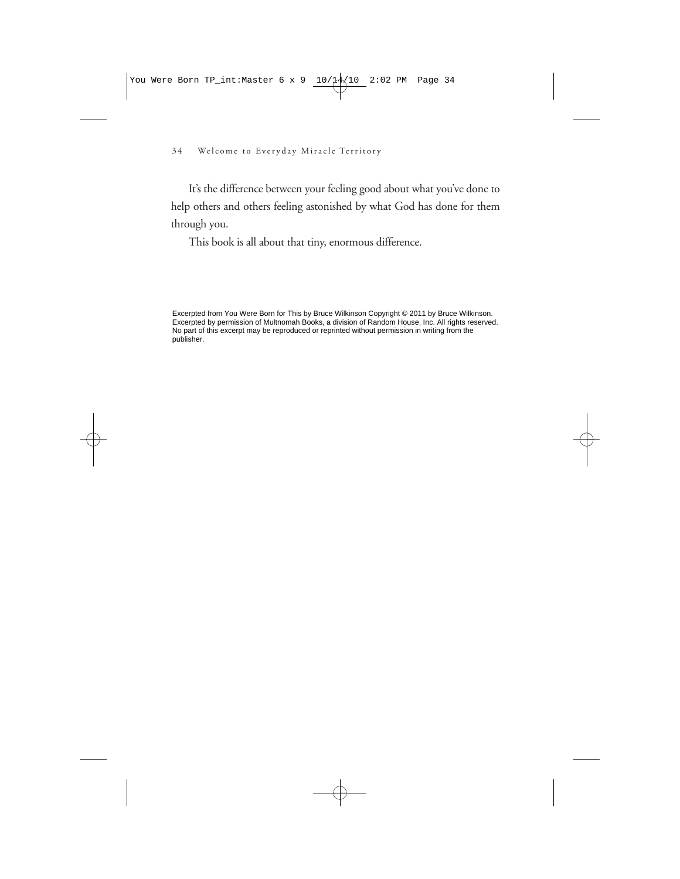It's the difference between your feeling good about what you've done to help others and others feeling astonished by what God has done for them through you.

This book is all about that tiny, enormous difference.

Excerpted from You Were Born for This by Bruce Wilkinson Copyright © 2011 by Bruce Wilkinson. Excerpted by permission of Multnomah Books, a division of Random House, Inc. All rights reserved. No part of this excerpt may be reproduced or reprinted without permission in writing from the publisher.